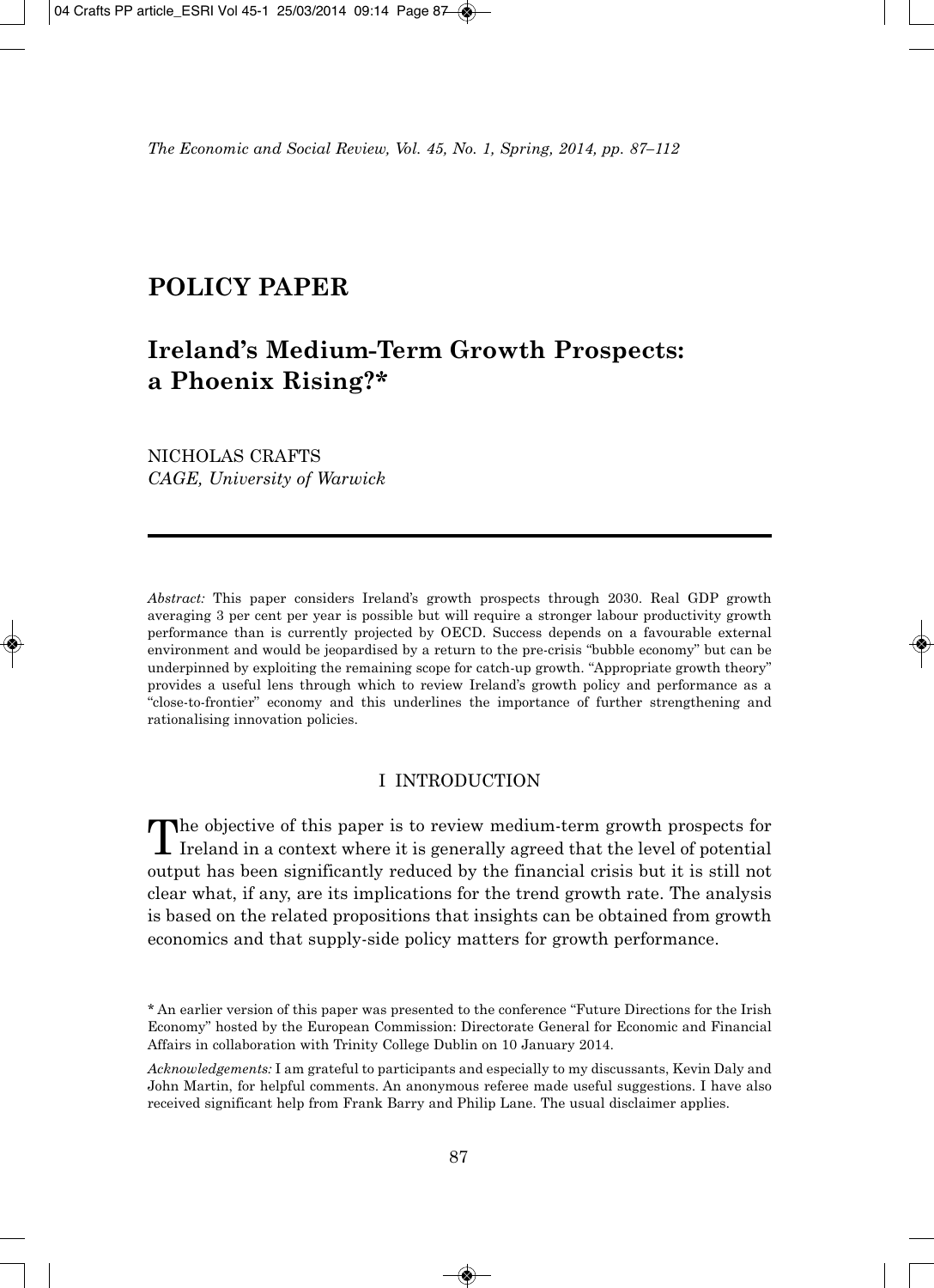# POLICY PAPER

## Ireland's Medium-Term Growth Prospects: a Phoenix Rising?*

NICHOLAS CRAFTS
*CAGE, University of Warwick*

*Abstract:* This paper considers Ireland's growth prospects through 2030. Real GDP growth averaging 3 per cent per year is possible but will require a stronger labour productivity growth performance than is currently projected by OECD. Success depends on a favourable external environment and would be jeopardised by a return to the pre-crisis "bubble economy" but can be underpinned by exploiting the remaining scope for catch-up growth. "Appropriate growth theory" provides a useful lens through which to review Ireland's growth policy and performance as a "close-to-frontier" economy and this underlines the importance of further strengthening and rationalising innovation policies.

## I INTRODUCTION

The objective of this paper is to review medium-term growth prospects for Ireland in a context where it is generally agreed that the level of potential output has been significantly reduced by the financial crisis but it is still not clear what, if any, are its implications for the trend growth rate. The analysis is based on the related propositions that insights can be obtained from growth economics and that supply-side policy matters for growth performance.

\* An earlier version of this paper was presented to the conference "Future Directions for the Irish Economy" hosted by the European Commission: Directorate General for Economic and Financial Affairs in collaboration with Trinity College Dublin on 10 January 2014.

*Acknowledgements:* I am grateful to participants and especially to my discussants, Kevin Daly and John Martin, for helpful comments. An anonymous referee made useful suggestions. I have also received significant help from Frank Barry and Philip Lane. The usual disclaimer applies.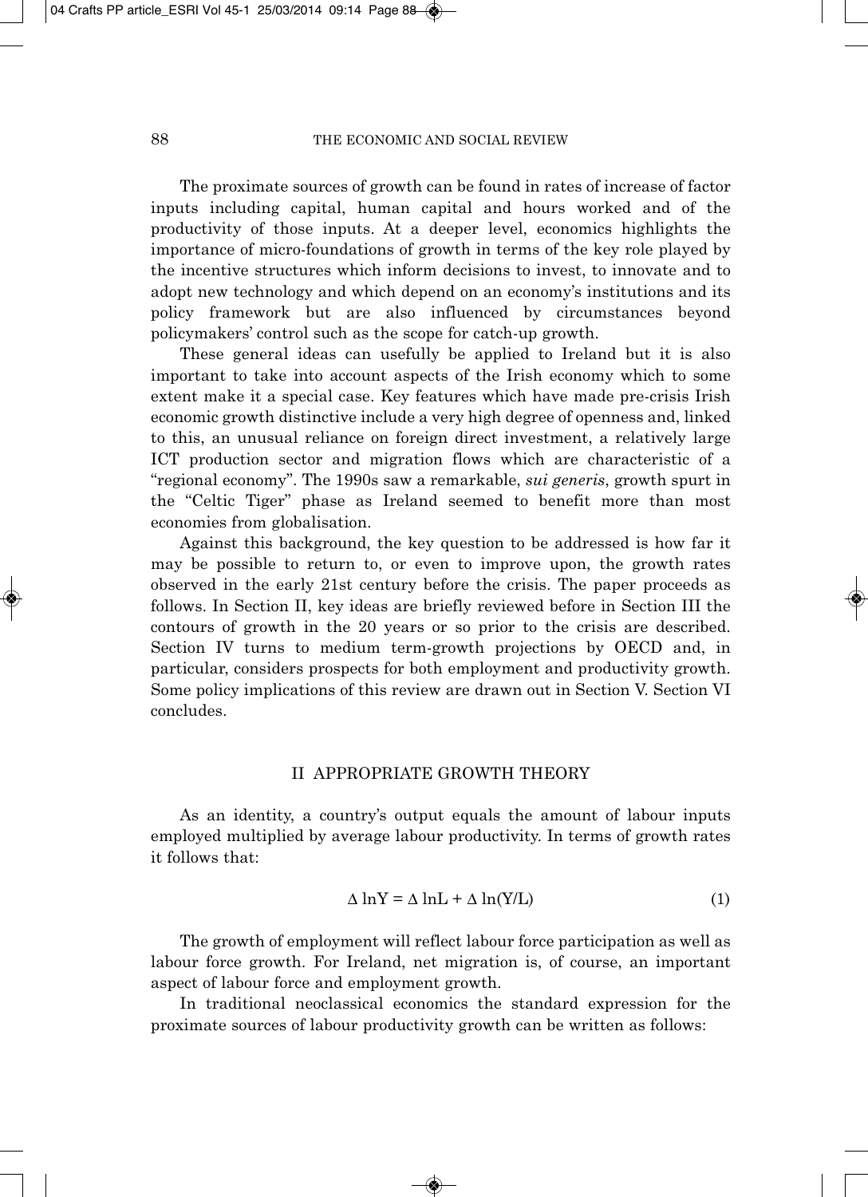The proximate sources of growth can be found in rates of increase of factor inputs including capital, human capital and hours worked and of the productivity of those inputs. At a deeper level, economics highlights the importance of micro-foundations of growth in terms of the key role played by the incentive structures which inform decisions to invest, to innovate and to adopt new technology and which depend on an economy's institutions and its policy framework but are also influenced by circumstances beyond policymakers' control such as the scope for catch-up growth.

These general ideas can usefully be applied to Ireland but it is also important to take into account aspects of the Irish economy which to some extent make it a special case. Key features which have made pre-crisis Irish economic growth distinctive include a very high degree of openness and, linked to this, an unusual reliance on foreign direct investment, a relatively large ICT production sector and migration flows which are characteristic of a "regional economy". The 1990s saw a remarkable, *sui generis*, growth spurt in the "Celtic Tiger" phase as Ireland seemed to benefit more than most economies from globalisation.

Against this background, the key question to be addressed is how far it may be possible to return to, or even to improve upon, the growth rates observed in the early 21st century before the crisis. The paper proceeds as follows. In Section II, key ideas are briefly reviewed before in Section III the contours of growth in the 20 years or so prior to the crisis are described. Section IV turns to medium term-growth projections by OECD and, in particular, considers prospects for both employment and productivity growth. Some policy implications of this review are drawn out in Section V. Section VI concludes.

## II APPROPRIATE GROWTH THEORY

As an identity, a country's output equals the amount of labour inputs employed multiplied by average labour productivity. In terms of growth rates it follows that:

$$\Delta \ln Y = \Delta \ln L + \Delta \ln(Y/L) \tag{1}$$

The growth of employment will reflect labour force participation as well as labour force growth. For Ireland, net migration is, of course, an important aspect of labour force and employment growth.

In traditional neoclassical economics the standard expression for the proximate sources of labour productivity growth can be written as follows: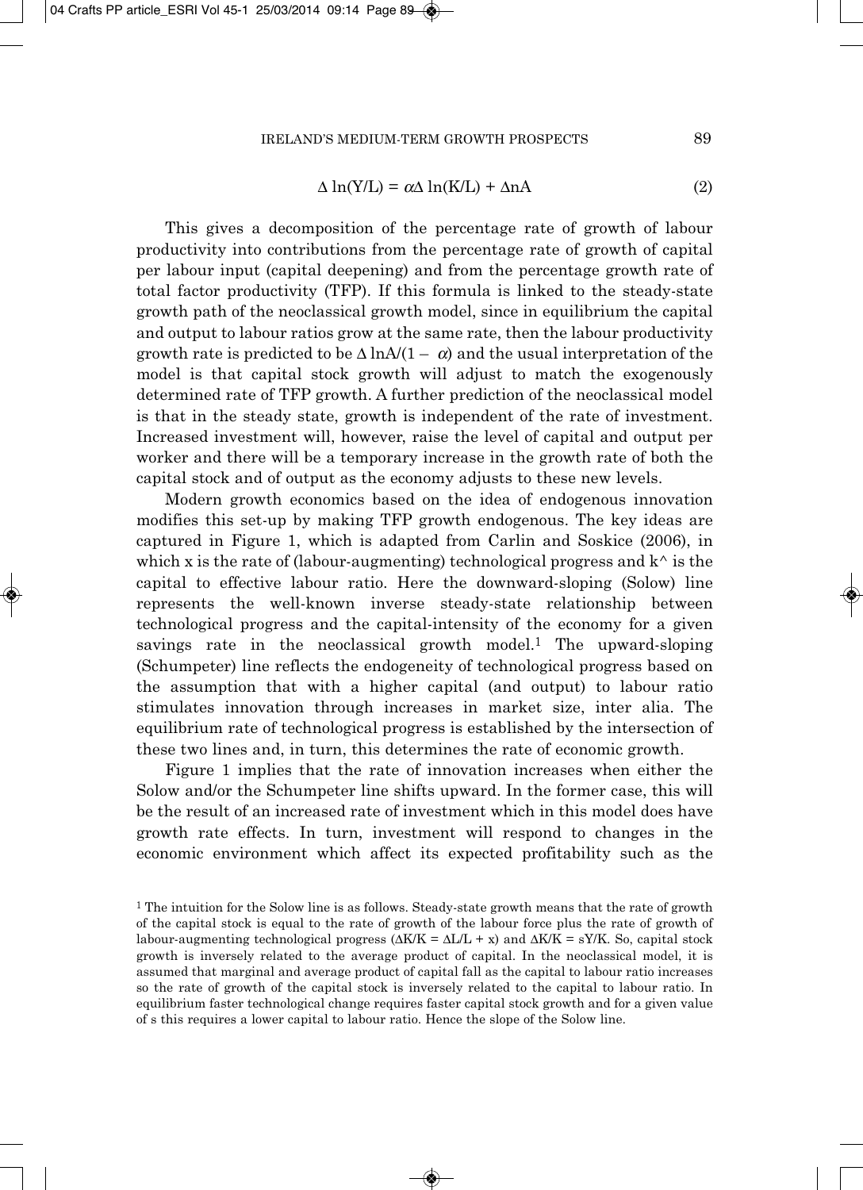$$\Delta \ln(Y/L) = \alpha\Delta \ln(K/L) + \Delta nA \tag{2}$$

This gives a decomposition of the percentage rate of growth of labour productivity into contributions from the percentage rate of growth of capital per labour input (capital deepening) and from the percentage growth rate of total factor productivity (TFP). If this formula is linked to the steady-state growth path of the neoclassical growth model, since in equilibrium the capital and output to labour ratios grow at the same rate, then the labour productivity growth rate is predicted to be $\Delta \ln A/(1 - \alpha)$ and the usual interpretation of the model is that capital stock growth will adjust to match the exogenously determined rate of TFP growth. A further prediction of the neoclassical model is that in the steady state, growth is independent of the rate of investment. Increased investment will, however, raise the level of capital and output per worker and there will be a temporary increase in the growth rate of both the capital stock and of output as the economy adjusts to these new levels.

Modern growth economics based on the idea of endogenous innovation modifies this set-up by making TFP growth endogenous. The key ideas are captured in Figure 1, which is adapted from Carlin and Soskice (2006), in which x is the rate of (labour-augmenting) technological progress and k^ is the capital to effective labour ratio. Here the downward-sloping (Solow) line represents the well-known inverse steady-state relationship between technological progress and the capital-intensity of the economy for a given savings rate in the neoclassical growth model.[1] The upward-sloping (Schumpeter) line reflects the endogeneity of technological progress based on the assumption that with a higher capital (and output) to labour ratio stimulates innovation through increases in market size, inter alia. The equilibrium rate of technological progress is established by the intersection of these two lines and, in turn, this determines the rate of economic growth.

Figure 1 implies that the rate of innovation increases when either the Solow and/or the Schumpeter line shifts upward. In the former case, this will be the result of an increased rate of investment which in this model does have growth rate effects. In turn, investment will respond to changes in the economic environment which affect its expected profitability such as the

[1] The intuition for the Solow line is as follows. Steady-state growth means that the rate of growth of the capital stock is equal to the rate of growth of the labour force plus the rate of growth of labour-augmenting technological progress ($\Delta K/K = \Delta L/L + x$) and $\Delta K/K = sY/K$. So, capital stock growth is inversely related to the average product of capital. In the neoclassical model, it is assumed that marginal and average product of capital fall as the capital to labour ratio increases so the rate of growth of the capital stock is inversely related to the capital to labour ratio. In equilibrium faster technological change requires faster capital stock growth and for a given value of s this requires a lower capital to labour ratio. Hence the slope of the Solow line.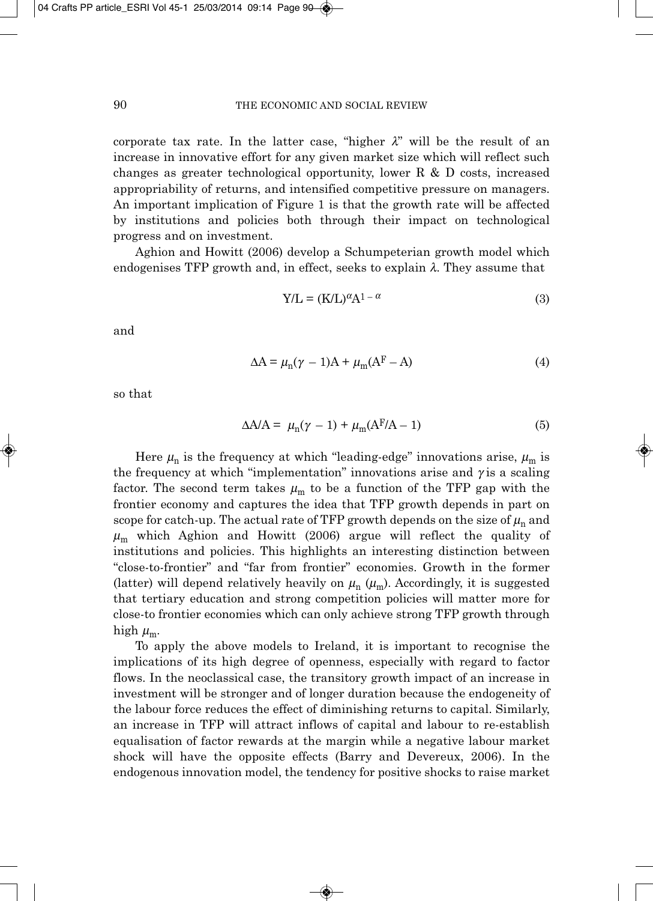corporate tax rate. In the latter case, "higher $\lambda$" will be the result of an increase in innovative effort for any given market size which will reflect such changes as greater technological opportunity, lower R & D costs, increased appropriability of returns, and intensified competitive pressure on managers. An important implication of Figure 1 is that the growth rate will be affected by institutions and policies both through their impact on technological progress and on investment.

Aghion and Howitt (2006) develop a Schumpeterian growth model which endogenises TFP growth and, in effect, seeks to explain $\lambda$. They assume that

$$Y/L = (K/L)^{\alpha}A^{1-\alpha} \tag{3}$$

and

$$\Delta A = \mu_n(\gamma - 1)A + \mu_m(A^F - A) \tag{4}$$

so that

$$\Delta A/A = \mu_n(\gamma - 1) + \mu_m(A^F/A - 1) \tag{5}$$

Here $\mu_n$ is the frequency at which "leading-edge" innovations arise, $\mu_m$ is the frequency at which "implementation" innovations arise and $\gamma$ is a scaling factor. The second term takes $\mu_m$ to be a function of the TFP gap with the frontier economy and captures the idea that TFP growth depends in part on scope for catch-up. The actual rate of TFP growth depends on the size of $\mu_n$ and $\mu_m$ which Aghion and Howitt (2006) argue will reflect the quality of institutions and policies. This highlights an interesting distinction between "close-to-frontier" and "far from frontier" economies. Growth in the former (latter) will depend relatively heavily on $\mu_n$ ($\mu_m$). Accordingly, it is suggested that tertiary education and strong competition policies will matter more for close-to frontier economies which can only achieve strong TFP growth through high $\mu_m$.

To apply the above models to Ireland, it is important to recognise the implications of its high degree of openness, especially with regard to factor flows. In the neoclassical case, the transitory growth impact of an increase in investment will be stronger and of longer duration because the endogeneity of the labour force reduces the effect of diminishing returns to capital. Similarly, an increase in TFP will attract inflows of capital and labour to re-establish equalisation of factor rewards at the margin while a negative labour market shock will have the opposite effects (Barry and Devereux, 2006). In the endogenous innovation model, the tendency for positive shocks to raise market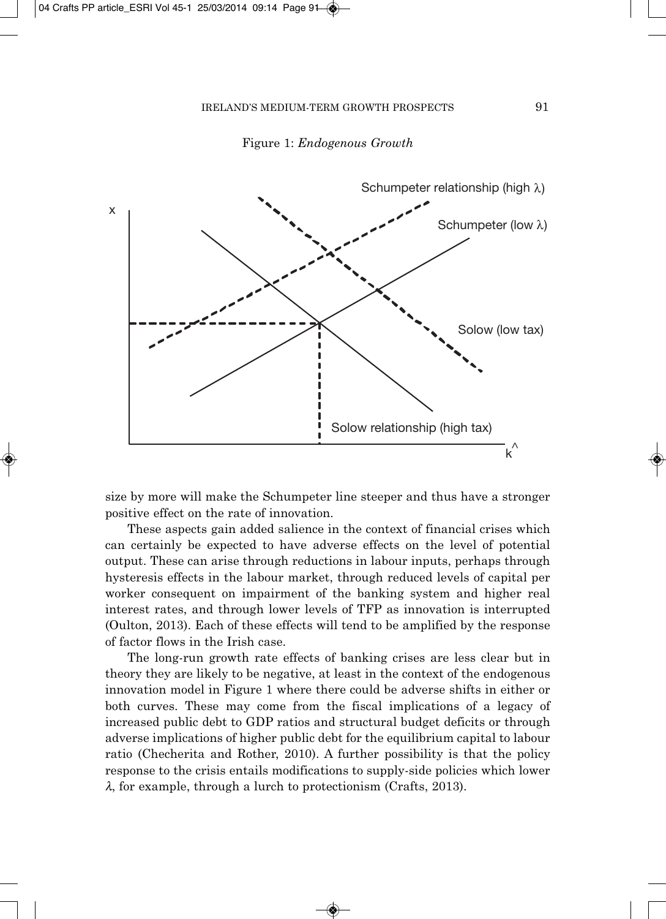Figure 1: *Endogenous Growth*

size by more will make the Schumpeter line steeper and thus have a stronger positive effect on the rate of innovation.

These aspects gain added salience in the context of financial crises which can certainly be expected to have adverse effects on the level of potential output. These can arise through reductions in labour inputs, perhaps through hysteresis effects in the labour market, through reduced levels of capital per worker consequent on impairment of the banking system and higher real interest rates, and through lower levels of TFP as innovation is interrupted (Oulton, 2013). Each of these effects will tend to be amplified by the response of factor flows in the Irish case.

The long-run growth rate effects of banking crises are less clear but in theory they are likely to be negative, at least in the context of the endogenous innovation model in Figure 1 where there could be adverse shifts in either or both curves. These may come from the fiscal implications of a legacy of increased public debt to GDP ratios and structural budget deficits or through adverse implications of higher public debt for the equilibrium capital to labour ratio (Checherita and Rother, 2010). A further possibility is that the policy response to the crisis entails modifications to supply-side policies which lower $\lambda$, for example, through a lurch to protectionism (Crafts, 2013).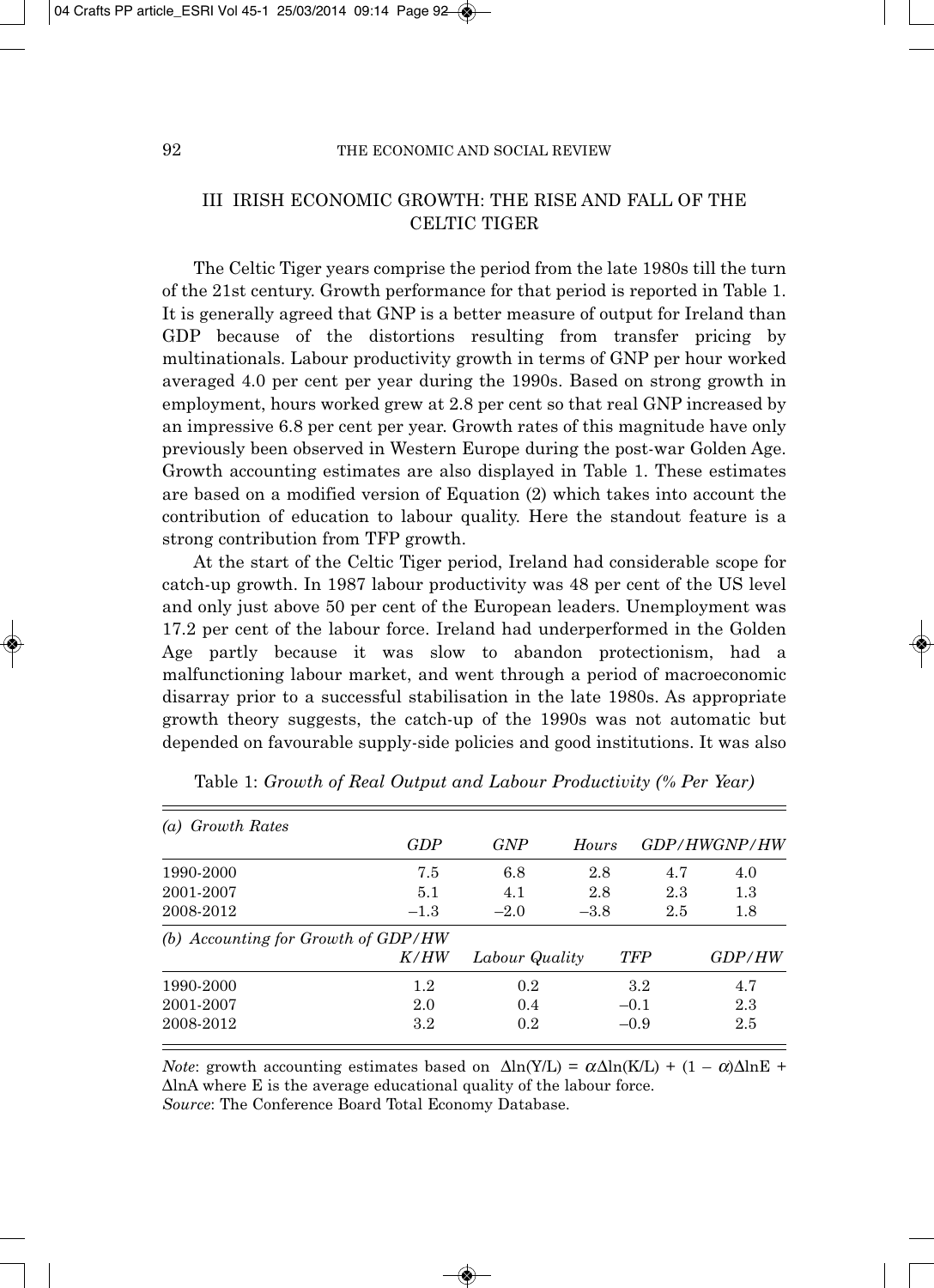## III IRISH ECONOMIC GROWTH: THE RISE AND FALL OF THE CELTIC TIGER

The Celtic Tiger years comprise the period from the late 1980s till the turn of the 21st century. Growth performance for that period is reported in Table 1. It is generally agreed that GNP is a better measure of output for Ireland than GDP because of the distortions resulting from transfer pricing by multinationals. Labour productivity growth in terms of GNP per hour worked averaged 4.0 per cent per year during the 1990s. Based on strong growth in employment, hours worked grew at 2.8 per cent so that real GNP increased by an impressive 6.8 per cent per year. Growth rates of this magnitude have only previously been observed in Western Europe during the post-war Golden Age. Growth accounting estimates are also displayed in Table 1. These estimates are based on a modified version of Equation (2) which takes into account the contribution of education to labour quality. Here the standout feature is a strong contribution from TFP growth.

At the start of the Celtic Tiger period, Ireland had considerable scope for catch-up growth. In 1987 labour productivity was 48 per cent of the US level and only just above 50 per cent of the European leaders. Unemployment was 17.2 per cent of the labour force. Ireland had underperformed in the Golden Age partly because it was slow to abandon protectionism, had a malfunctioning labour market, and went through a period of macroeconomic disarray prior to a successful stabilisation in the late 1980s. As appropriate growth theory suggests, the catch-up of the 1990s was not automatic but depended on favourable supply-side policies and good institutions. It was also

Table 1: *Growth of Real Output and Labour Productivity (% Per Year)*

| *(a) Growth Rates* | *GDP* | *GNP* | *Hours* | *GDP/HW* | *GNP/HW* |
|---|---|---|---|---|---|
| 1990-2000 | 7.5 | 6.8 | 2.8 | 4.7 | 4.0 |
| 2001-2007 | 5.1 | 4.1 | 2.8 | 2.3 | 1.3 |
| 2008-2012 | –1.3 | –2.0 | –3.8 | 2.5 | 1.8 |

| *(b) Accounting for Growth of GDP/HW* | *K/HW* | *Labour Quality* | *TFP* | *GDP/HW* |
|---|---|---|---|---|
| 1990-2000 | 1.2 | 0.2 | 3.2 | 4.7 |
| 2001-2007 | 2.0 | 0.4 | –0.1 | 2.3 |
| 2008-2012 | 3.2 | 0.2 | –0.9 | 2.5 |

*Note*: growth accounting estimates based on $\Delta\ln(Y/L) = \alpha\Delta\ln(K/L) + (1 - \alpha)\Delta\ln E + \Delta\ln A$ where E is the average educational quality of the labour force.
*Source*: The Conference Board Total Economy Database.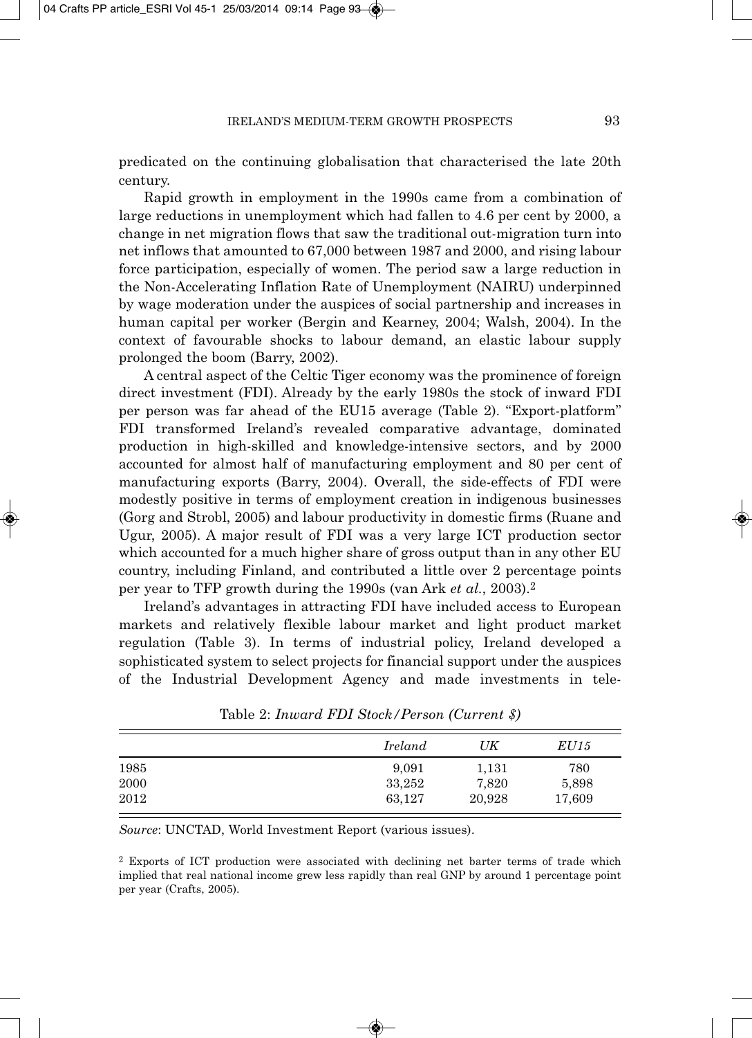predicated on the continuing globalisation that characterised the late 20th century.

Rapid growth in employment in the 1990s came from a combination of large reductions in unemployment which had fallen to 4.6 per cent by 2000, a change in net migration flows that saw the traditional out-migration turn into net inflows that amounted to 67,000 between 1987 and 2000, and rising labour force participation, especially of women. The period saw a large reduction in the Non-Accelerating Inflation Rate of Unemployment (NAIRU) underpinned by wage moderation under the auspices of social partnership and increases in human capital per worker (Bergin and Kearney, 2004; Walsh, 2004). In the context of favourable shocks to labour demand, an elastic labour supply prolonged the boom (Barry, 2002).

A central aspect of the Celtic Tiger economy was the prominence of foreign direct investment (FDI). Already by the early 1980s the stock of inward FDI per person was far ahead of the EU15 average (Table 2). "Export-platform" FDI transformed Ireland's revealed comparative advantage, dominated production in high-skilled and knowledge-intensive sectors, and by 2000 accounted for almost half of manufacturing employment and 80 per cent of manufacturing exports (Barry, 2004). Overall, the side-effects of FDI were modestly positive in terms of employment creation in indigenous businesses (Gorg and Strobl, 2005) and labour productivity in domestic firms (Ruane and Ugur, 2005). A major result of FDI was a very large ICT production sector which accounted for a much higher share of gross output than in any other EU country, including Finland, and contributed a little over 2 percentage points per year to TFP growth during the 1990s (van Ark *et al.*, 2003).[2]

Ireland's advantages in attracting FDI have included access to European markets and relatively flexible labour market and light product market regulation (Table 3). In terms of industrial policy, Ireland developed a sophisticated system to select projects for financial support under the auspices of the Industrial Development Agency and made investments in tele-

Table 2: *Inward FDI Stock/Person (Current $)*

| | *Ireland* | *UK* | *EU15* |
|---|---|---|---|
| 1985 | 9,091 | 1,131 | 780 |
| 2000 | 33,252 | 7,820 | 5,898 |
| 2012 | 63,127 | 20,928 | 17,609 |

*Source*: UNCTAD, World Investment Report (various issues).

[2] Exports of ICT production were associated with declining net barter terms of trade which implied that real national income grew less rapidly than real GNP by around 1 percentage point per year (Crafts, 2005).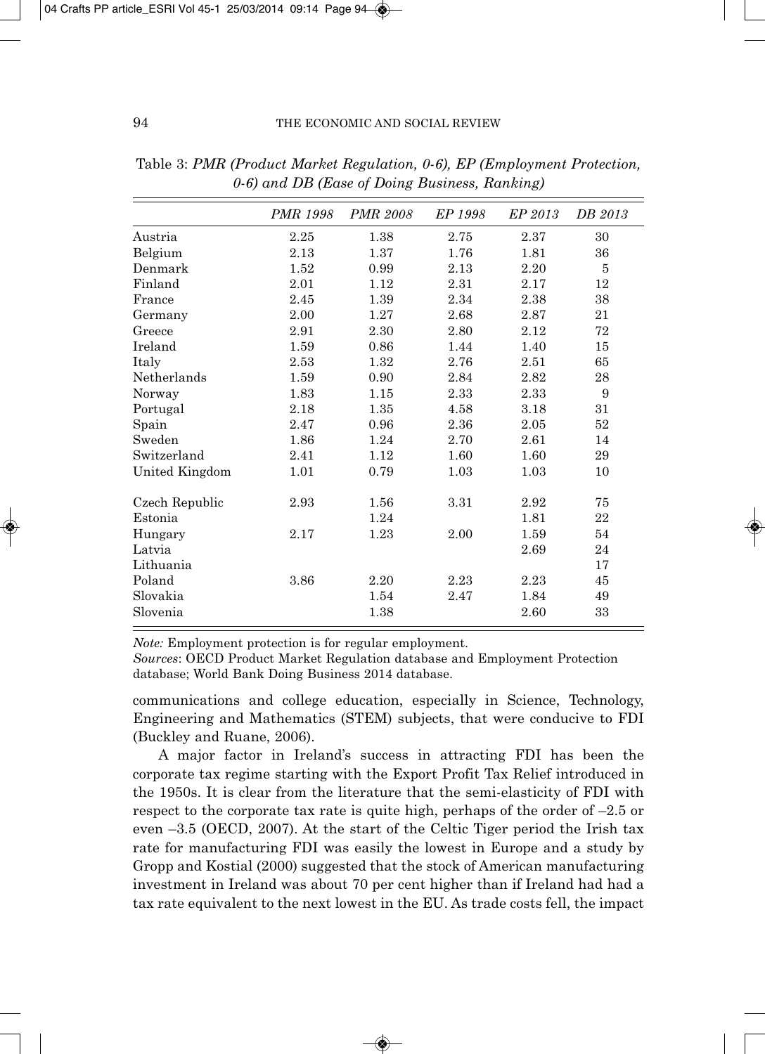Table 3: *PMR (Product Market Regulation, 0-6), EP (Employment Protection, 0-6) and DB (Ease of Doing Business, Ranking)*

| | *PMR 1998* | *PMR 2008* | *EP 1998* | *EP 2013* | *DB 2013* |
|---|---|---|---|---|---|
| Austria | 2.25 | 1.38 | 2.75 | 2.37 | 30 |
| Belgium | 2.13 | 1.37 | 1.76 | 1.81 | 36 |
| Denmark | 1.52 | 0.99 | 2.13 | 2.20 | 5 |
| Finland | 2.01 | 1.12 | 2.31 | 2.17 | 12 |
| France | 2.45 | 1.39 | 2.34 | 2.38 | 38 |
| Germany | 2.00 | 1.27 | 2.68 | 2.87 | 21 |
| Greece | 2.91 | 2.30 | 2.80 | 2.12 | 72 |
| Ireland | 1.59 | 0.86 | 1.44 | 1.40 | 15 |
| Italy | 2.53 | 1.32 | 2.76 | 2.51 | 65 |
| Netherlands | 1.59 | 0.90 | 2.84 | 2.82 | 28 |
| Norway | 1.83 | 1.15 | 2.33 | 2.33 | 9 |
| Portugal | 2.18 | 1.35 | 4.58 | 3.18 | 31 |
| Spain | 2.47 | 0.96 | 2.36 | 2.05 | 52 |
| Sweden | 1.86 | 1.24 | 2.70 | 2.61 | 14 |
| Switzerland | 2.41 | 1.12 | 1.60 | 1.60 | 29 |
| United Kingdom | 1.01 | 0.79 | 1.03 | 1.03 | 10 |
| Czech Republic | 2.93 | 1.56 | 3.31 | 2.92 | 75 |
| Estonia | | 1.24 | | 1.81 | 22 |
| Hungary | 2.17 | 1.23 | 2.00 | 1.59 | 54 |
| Latvia | | | | 2.69 | 24 |
| Lithuania | | | | | 17 |
| Poland | 3.86 | 2.20 | 2.23 | 2.23 | 45 |
| Slovakia | | 1.54 | 2.47 | 1.84 | 49 |
| Slovenia | | 1.38 | | 2.60 | 33 |

*Note:* Employment protection is for regular employment.
*Sources*: OECD Product Market Regulation database and Employment Protection database; World Bank Doing Business 2014 database.

communications and college education, especially in Science, Technology, Engineering and Mathematics (STEM) subjects, that were conducive to FDI (Buckley and Ruane, 2006).

A major factor in Ireland's success in attracting FDI has been the corporate tax regime starting with the Export Profit Tax Relief introduced in the 1950s. It is clear from the literature that the semi-elasticity of FDI with respect to the corporate tax rate is quite high, perhaps of the order of –2.5 or even –3.5 (OECD, 2007). At the start of the Celtic Tiger period the Irish tax rate for manufacturing FDI was easily the lowest in Europe and a study by Gropp and Kostial (2000) suggested that the stock of American manufacturing investment in Ireland was about 70 per cent higher than if Ireland had had a tax rate equivalent to the next lowest in the EU. As trade costs fell, the impact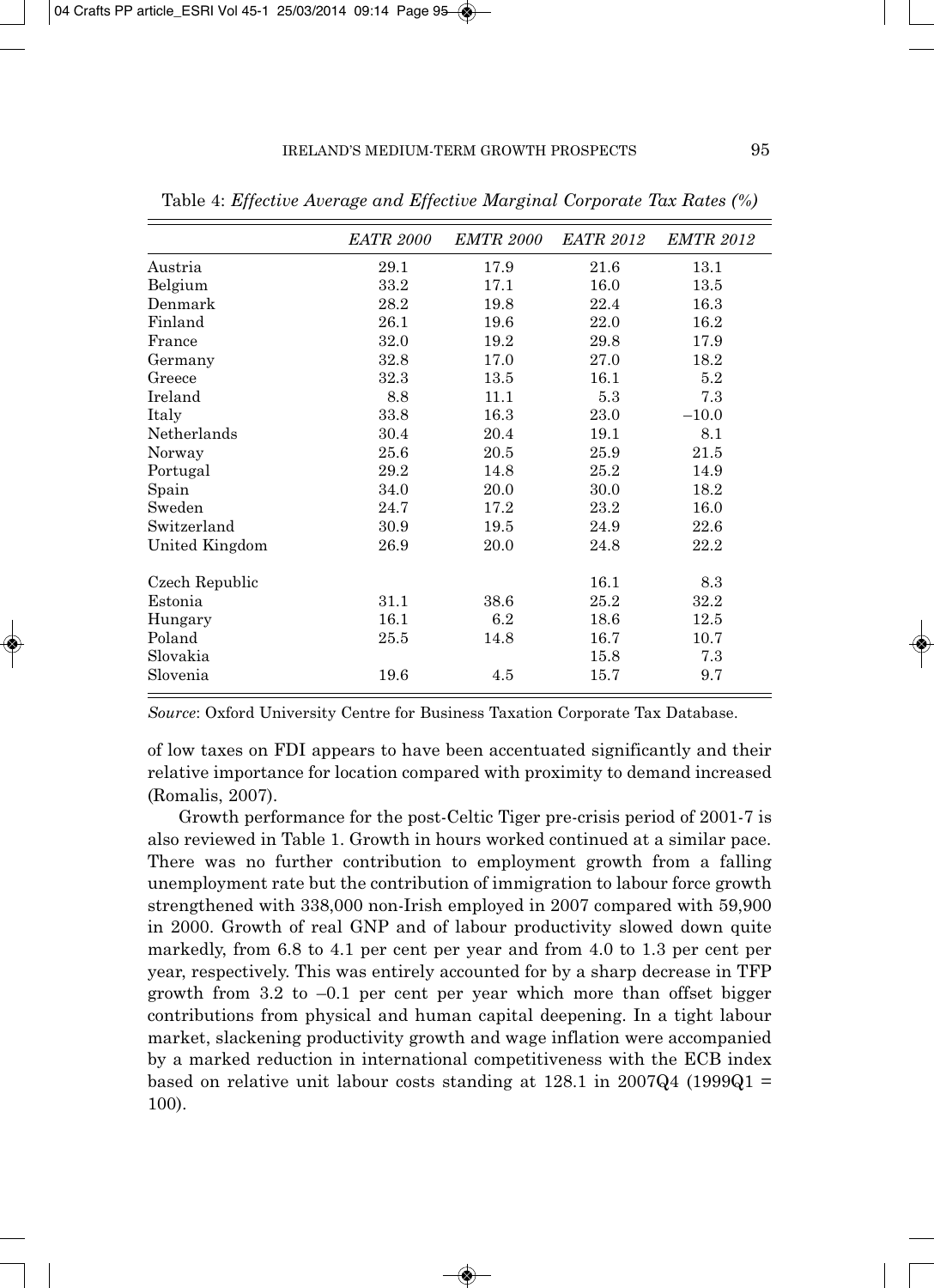Table 4: *Effective Average and Effective Marginal Corporate Tax Rates (%)*

| | *EATR 2000* | *EMTR 2000* | *EATR 2012* | *EMTR 2012* |
|---|---|---|---|---|
| Austria | 29.1 | 17.9 | 21.6 | 13.1 |
| Belgium | 33.2 | 17.1 | 16.0 | 13.5 |
| Denmark | 28.2 | 19.8 | 22.4 | 16.3 |
| Finland | 26.1 | 19.6 | 22.0 | 16.2 |
| France | 32.0 | 19.2 | 29.8 | 17.9 |
| Germany | 32.8 | 17.0 | 27.0 | 18.2 |
| Greece | 32.3 | 13.5 | 16.1 | 5.2 |
| Ireland | 8.8 | 11.1 | 5.3 | 7.3 |
| Italy | 33.8 | 16.3 | 23.0 | –10.0 |
| Netherlands | 30.4 | 20.4 | 19.1 | 8.1 |
| Norway | 25.6 | 20.5 | 25.9 | 21.5 |
| Portugal | 29.2 | 14.8 | 25.2 | 14.9 |
| Spain | 34.0 | 20.0 | 30.0 | 18.2 |
| Sweden | 24.7 | 17.2 | 23.2 | 16.0 |
| Switzerland | 30.9 | 19.5 | 24.9 | 22.6 |
| United Kingdom | 26.9 | 20.0 | 24.8 | 22.2 |
| | | | | |
| Czech Republic | | | 16.1 | 8.3 |
| Estonia | 31.1 | 38.6 | 25.2 | 32.2 |
| Hungary | 16.1 | 6.2 | 18.6 | 12.5 |
| Poland | 25.5 | 14.8 | 16.7 | 10.7 |
| Slovakia | | | 15.8 | 7.3 |
| Slovenia | 19.6 | 4.5 | 15.7 | 9.7 |

*Source*: Oxford University Centre for Business Taxation Corporate Tax Database.

of low taxes on FDI appears to have been accentuated significantly and their relative importance for location compared with proximity to demand increased (Romalis, 2007).

Growth performance for the post-Celtic Tiger pre-crisis period of 2001-7 is also reviewed in Table 1. Growth in hours worked continued at a similar pace. There was no further contribution to employment growth from a falling unemployment rate but the contribution of immigration to labour force growth strengthened with 338,000 non-Irish employed in 2007 compared with 59,900 in 2000. Growth of real GNP and of labour productivity slowed down quite markedly, from 6.8 to 4.1 per cent per year and from 4.0 to 1.3 per cent per year, respectively. This was entirely accounted for by a sharp decrease in TFP growth from 3.2 to –0.1 per cent per year which more than offset bigger contributions from physical and human capital deepening. In a tight labour market, slackening productivity growth and wage inflation were accompanied by a marked reduction in international competitiveness with the ECB index based on relative unit labour costs standing at 128.1 in 2007Q4 (1999Q1 = 100).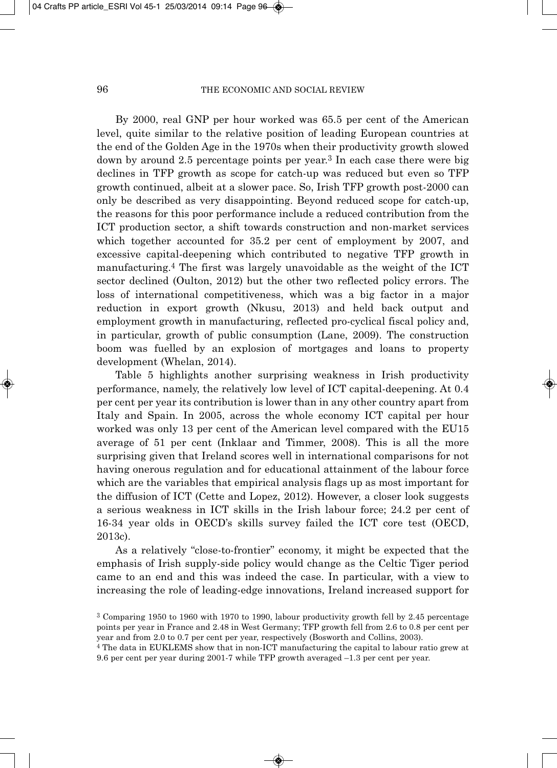By 2000, real GNP per hour worked was 65.5 per cent of the American level, quite similar to the relative position of leading European countries at the end of the Golden Age in the 1970s when their productivity growth slowed down by around 2.5 percentage points per year.[3] In each case there were big declines in TFP growth as scope for catch-up was reduced but even so TFP growth continued, albeit at a slower pace. So, Irish TFP growth post-2000 can only be described as very disappointing. Beyond reduced scope for catch-up, the reasons for this poor performance include a reduced contribution from the ICT production sector, a shift towards construction and non-market services which together accounted for 35.2 per cent of employment by 2007, and excessive capital-deepening which contributed to negative TFP growth in manufacturing.[4] The first was largely unavoidable as the weight of the ICT sector declined (Oulton, 2012) but the other two reflected policy errors. The loss of international competitiveness, which was a big factor in a major reduction in export growth (Nkusu, 2013) and held back output and employment growth in manufacturing, reflected pro-cyclical fiscal policy and, in particular, growth of public consumption (Lane, 2009). The construction boom was fuelled by an explosion of mortgages and loans to property development (Whelan, 2014).

Table 5 highlights another surprising weakness in Irish productivity performance, namely, the relatively low level of ICT capital-deepening. At 0.4 per cent per year its contribution is lower than in any other country apart from Italy and Spain. In 2005, across the whole economy ICT capital per hour worked was only 13 per cent of the American level compared with the EU15 average of 51 per cent (Inklaar and Timmer, 2008). This is all the more surprising given that Ireland scores well in international comparisons for not having onerous regulation and for educational attainment of the labour force which are the variables that empirical analysis flags up as most important for the diffusion of ICT (Cette and Lopez, 2012). However, a closer look suggests a serious weakness in ICT skills in the Irish labour force; 24.2 per cent of 16-34 year olds in OECD's skills survey failed the ICT core test (OECD, 2013c).

As a relatively "close-to-frontier" economy, it might be expected that the emphasis of Irish supply-side policy would change as the Celtic Tiger period came to an end and this was indeed the case. In particular, with a view to increasing the role of leading-edge innovations, Ireland increased support for

[3] Comparing 1950 to 1960 with 1970 to 1990, labour productivity growth fell by 2.45 percentage points per year in France and 2.48 in West Germany; TFP growth fell from 2.6 to 0.8 per cent per year and from 2.0 to 0.7 per cent per year, respectively (Bosworth and Collins, 2003).

[4] The data in EUKLEMS show that in non-ICT manufacturing the capital to labour ratio grew at 9.6 per cent per year during 2001-7 while TFP growth averaged –1.3 per cent per year.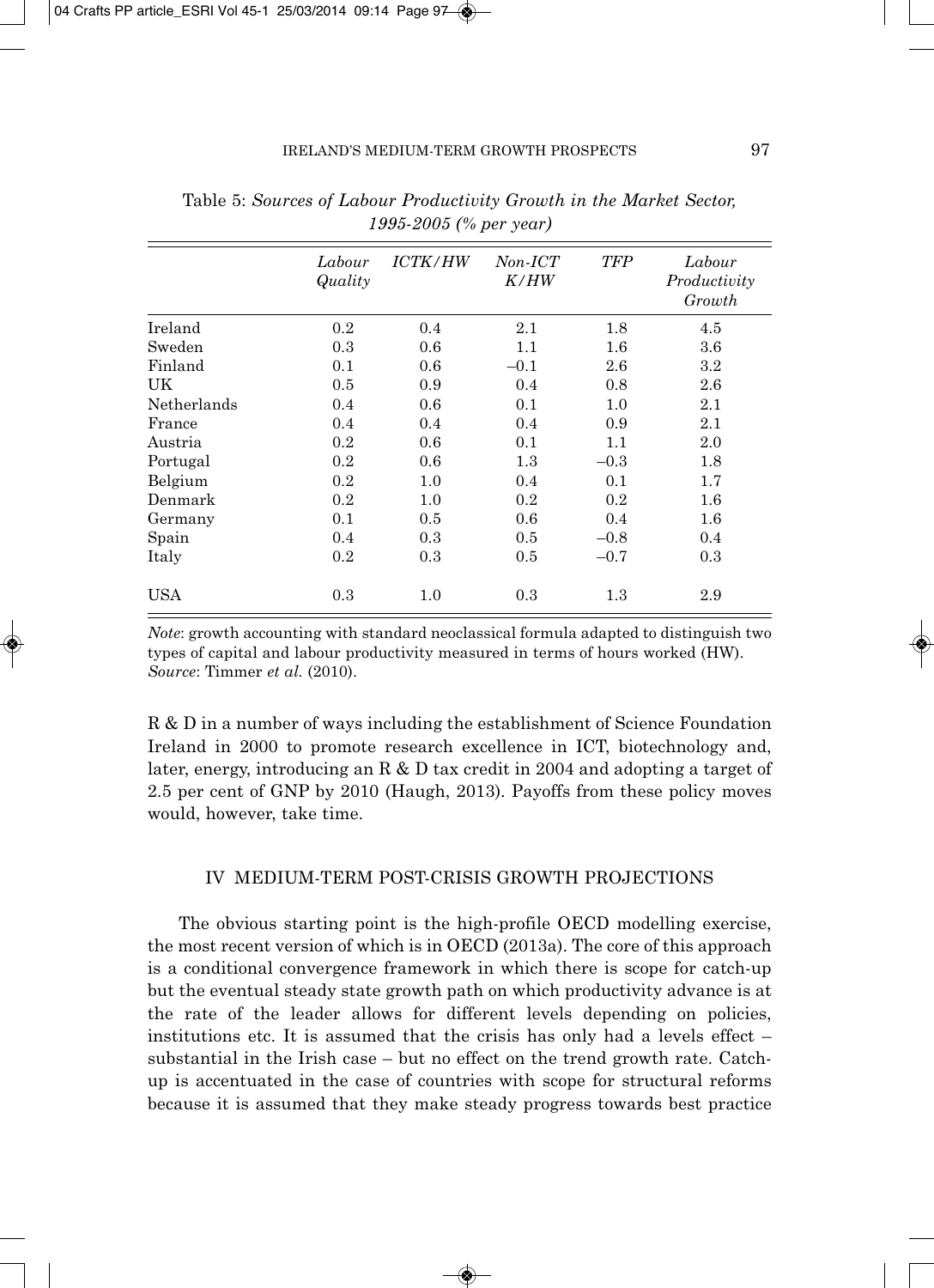Table 5: *Sources of Labour Productivity Growth in the Market Sector, 1995-2005 (% per year)*

| | *Labour Quality* | *ICTK/HW* | *Non-ICT K/HW* | *TFP* | *Labour Productivity Growth* |
|---|---|---|---|---|---|
| Ireland | 0.2 | 0.4 | 2.1 | 1.8 | 4.5 |
| Sweden | 0.3 | 0.6 | 1.1 | 1.6 | 3.6 |
| Finland | 0.1 | 0.6 | –0.1 | 2.6 | 3.2 |
| UK | 0.5 | 0.9 | 0.4 | 0.8 | 2.6 |
| Netherlands | 0.4 | 0.6 | 0.1 | 1.0 | 2.1 |
| France | 0.4 | 0.4 | 0.4 | 0.9 | 2.1 |
| Austria | 0.2 | 0.6 | 0.1 | 1.1 | 2.0 |
| Portugal | 0.2 | 0.6 | 1.3 | –0.3 | 1.8 |
| Belgium | 0.2 | 1.0 | 0.4 | 0.1 | 1.7 |
| Denmark | 0.2 | 1.0 | 0.2 | 0.2 | 1.6 |
| Germany | 0.1 | 0.5 | 0.6 | 0.4 | 1.6 |
| Spain | 0.4 | 0.3 | 0.5 | –0.8 | 0.4 |
| Italy | 0.2 | 0.3 | 0.5 | –0.7 | 0.3 |
| USA | 0.3 | 1.0 | 0.3 | 1.3 | 2.9 |

*Note*: growth accounting with standard neoclassical formula adapted to distinguish two types of capital and labour productivity measured in terms of hours worked (HW).
*Source*: Timmer *et al.* (2010).

R & D in a number of ways including the establishment of Science Foundation Ireland in 2000 to promote research excellence in ICT, biotechnology and, later, energy, introducing an R & D tax credit in 2004 and adopting a target of 2.5 per cent of GNP by 2010 (Haugh, 2013). Payoffs from these policy moves would, however, take time.

## IV MEDIUM-TERM POST-CRISIS GROWTH PROJECTIONS

The obvious starting point is the high-profile OECD modelling exercise, the most recent version of which is in OECD (2013a). The core of this approach is a conditional convergence framework in which there is scope for catch-up but the eventual steady state growth path on which productivity advance is at the rate of the leader allows for different levels depending on policies, institutions etc. It is assumed that the crisis has only had a levels effect – substantial in the Irish case – but no effect on the trend growth rate. Catch-up is accentuated in the case of countries with scope for structural reforms because it is assumed that they make steady progress towards best practice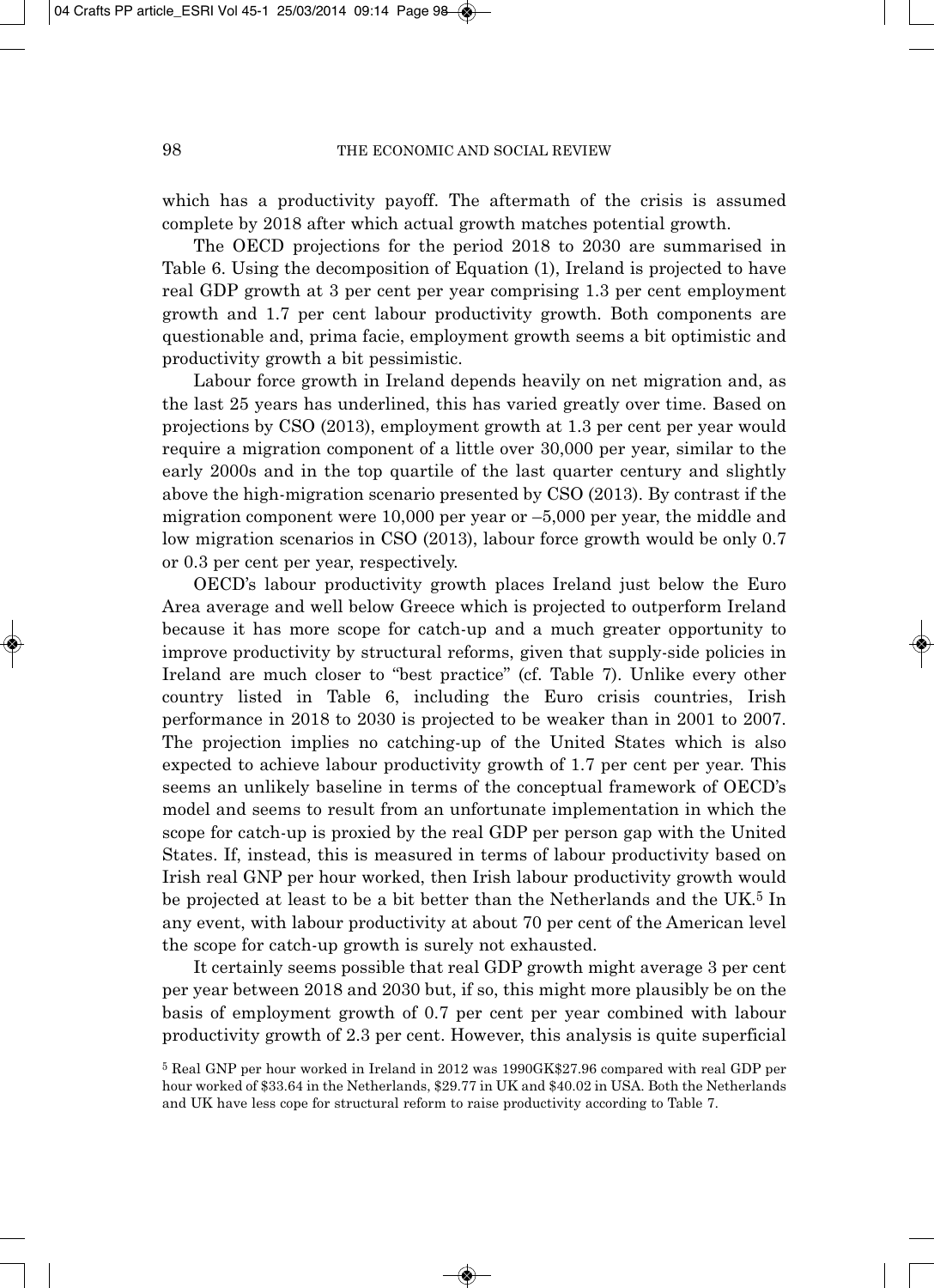which has a productivity payoff. The aftermath of the crisis is assumed complete by 2018 after which actual growth matches potential growth.

The OECD projections for the period 2018 to 2030 are summarised in Table 6. Using the decomposition of Equation (1), Ireland is projected to have real GDP growth at 3 per cent per year comprising 1.3 per cent employment growth and 1.7 per cent labour productivity growth. Both components are questionable and, prima facie, employment growth seems a bit optimistic and productivity growth a bit pessimistic.

Labour force growth in Ireland depends heavily on net migration and, as the last 25 years has underlined, this has varied greatly over time. Based on projections by CSO (2013), employment growth at 1.3 per cent per year would require a migration component of a little over 30,000 per year, similar to the early 2000s and in the top quartile of the last quarter century and slightly above the high-migration scenario presented by CSO (2013). By contrast if the migration component were 10,000 per year or –5,000 per year, the middle and low migration scenarios in CSO (2013), labour force growth would be only 0.7 or 0.3 per cent per year, respectively.

OECD's labour productivity growth places Ireland just below the Euro Area average and well below Greece which is projected to outperform Ireland because it has more scope for catch-up and a much greater opportunity to improve productivity by structural reforms, given that supply-side policies in Ireland are much closer to "best practice" (cf. Table 7). Unlike every other country listed in Table 6, including the Euro crisis countries, Irish performance in 2018 to 2030 is projected to be weaker than in 2001 to 2007. The projection implies no catching-up of the United States which is also expected to achieve labour productivity growth of 1.7 per cent per year. This seems an unlikely baseline in terms of the conceptual framework of OECD's model and seems to result from an unfortunate implementation in which the scope for catch-up is proxied by the real GDP per person gap with the United States. If, instead, this is measured in terms of labour productivity based on Irish real GNP per hour worked, then Irish labour productivity growth would be projected at least to be a bit better than the Netherlands and the UK.[5] In any event, with labour productivity at about 70 per cent of the American level the scope for catch-up growth is surely not exhausted.

It certainly seems possible that real GDP growth might average 3 per cent per year between 2018 and 2030 but, if so, this might more plausibly be on the basis of employment growth of 0.7 per cent per year combined with labour productivity growth of 2.3 per cent. However, this analysis is quite superficial

[5] Real GNP per hour worked in Ireland in 2012 was 1990GK$27.96 compared with real GDP per hour worked of $33.64 in the Netherlands, $29.77 in UK and $40.02 in USA. Both the Netherlands and UK have less cope for structural reform to raise productivity according to Table 7.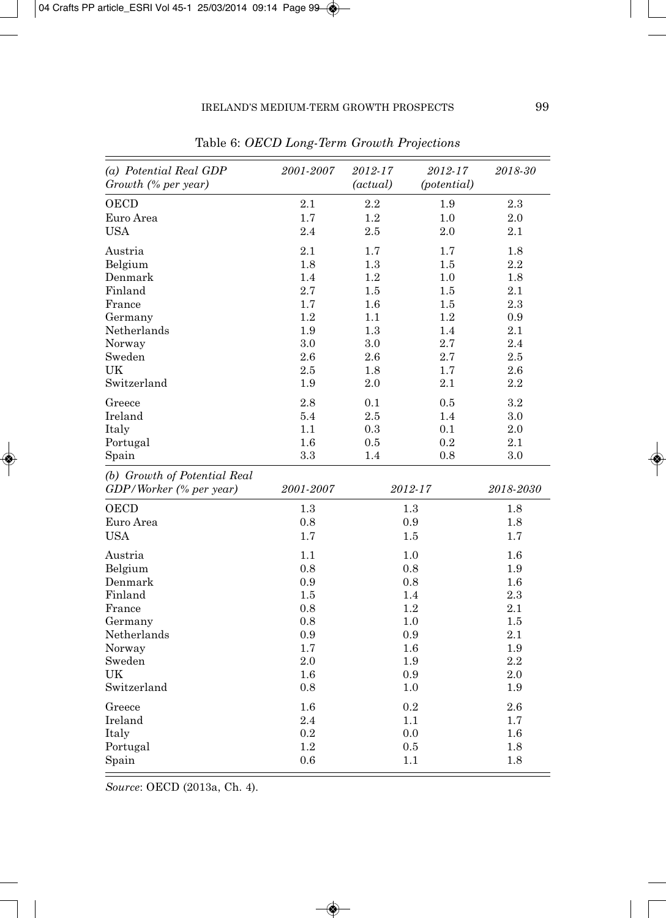Table 6: *OECD Long-Term Growth Projections*

| *(a) Potential Real GDP Growth (% per year)* | *2001-2007* | *2012-17 (actual)* | *2012-17 (potential)* | *2018-30* |
|---|---|---|---|---|
| OECD | 2.1 | 2.2 | 1.9 | 2.3 |
| Euro Area | 1.7 | 1.2 | 1.0 | 2.0 |
| USA | 2.4 | 2.5 | 2.0 | 2.1 |
| Austria | 2.1 | 1.7 | 1.7 | 1.8 |
| Belgium | 1.8 | 1.3 | 1.5 | 2.2 |
| Denmark | 1.4 | 1.2 | 1.0 | 1.8 |
| Finland | 2.7 | 1.5 | 1.5 | 2.1 |
| France | 1.7 | 1.6 | 1.5 | 2.3 |
| Germany | 1.2 | 1.1 | 1.2 | 0.9 |
| Netherlands | 1.9 | 1.3 | 1.4 | 2.1 |
| Norway | 3.0 | 3.0 | 2.7 | 2.4 |
| Sweden | 2.6 | 2.6 | 2.7 | 2.5 |
| UK | 2.5 | 1.8 | 1.7 | 2.6 |
| Switzerland | 1.9 | 2.0 | 2.1 | 2.2 |
| Greece | 2.8 | 0.1 | 0.5 | 3.2 |
| Ireland | 5.4 | 2.5 | 1.4 | 3.0 |
| Italy | 1.1 | 0.3 | 0.1 | 2.0 |
| Portugal | 1.6 | 0.5 | 0.2 | 2.1 |
| Spain | 3.3 | 1.4 | 0.8 | 3.0 |

| *(b) Growth of Potential Real GDP/Worker (% per year)* | *2001-2007* | *2012-17* | *2018-2030* |
|---|---|---|---|
| OECD | 1.3 | 1.3 | 1.8 |
| Euro Area | 0.8 | 0.9 | 1.8 |
| USA | 1.7 | 1.5 | 1.7 |
| Austria | 1.1 | 1.0 | 1.6 |
| Belgium | 0.8 | 0.8 | 1.9 |
| Denmark | 0.9 | 0.8 | 1.6 |
| Finland | 1.5 | 1.4 | 2.3 |
| France | 0.8 | 1.2 | 2.1 |
| Germany | 0.8 | 1.0 | 1.5 |
| Netherlands | 0.9 | 0.9 | 2.1 |
| Norway | 1.7 | 1.6 | 1.9 |
| Sweden | 2.0 | 1.9 | 2.2 |
| UK | 1.6 | 0.9 | 2.0 |
| Switzerland | 0.8 | 1.0 | 1.9 |
| Greece | 1.6 | 0.2 | 2.6 |
| Ireland | 2.4 | 1.1 | 1.7 |
| Italy | 0.2 | 0.0 | 1.6 |
| Portugal | 1.2 | 0.5 | 1.8 |
| Spain | 0.6 | 1.1 | 1.8 |

*Source*: OECD (2013a, Ch. 4).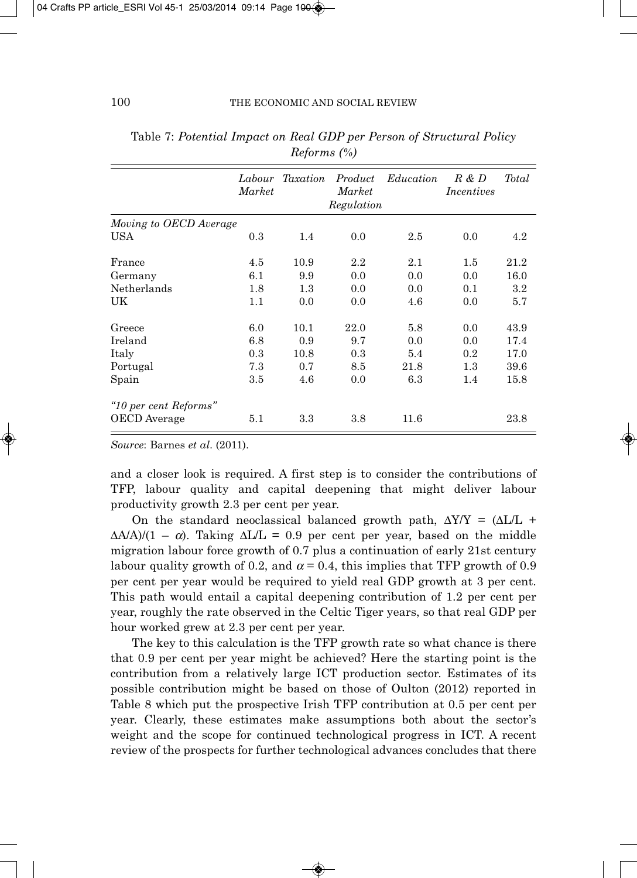Table 7: *Potential Impact on Real GDP per Person of Structural Policy Reforms (%)*

| | *Labour Market* | *Taxation* | *Product Market Regulation* | *Education* | *R & D Incentives* | *Total* |
|---|---|---|---|---|---|---|
| *Moving to OECD Average* | | | | | | |
| USA | 0.3 | 1.4 | 0.0 | 2.5 | 0.0 | 4.2 |
| France | 4.5 | 10.9 | 2.2 | 2.1 | 1.5 | 21.2 |
| Germany | 6.1 | 9.9 | 0.0 | 0.0 | 0.0 | 16.0 |
| Netherlands | 1.8 | 1.3 | 0.0 | 0.0 | 0.1 | 3.2 |
| UK | 1.1 | 0.0 | 0.0 | 4.6 | 0.0 | 5.7 |
| Greece | 6.0 | 10.1 | 22.0 | 5.8 | 0.0 | 43.9 |
| Ireland | 6.8 | 0.9 | 9.7 | 0.0 | 0.0 | 17.4 |
| Italy | 0.3 | 10.8 | 0.3 | 5.4 | 0.2 | 17.0 |
| Portugal | 7.3 | 0.7 | 8.5 | 21.8 | 1.3 | 39.6 |
| Spain | 3.5 | 4.6 | 0.0 | 6.3 | 1.4 | 15.8 |
| *"10 per cent Reforms"* | | | | | | |
| OECD Average | 5.1 | 3.3 | 3.8 | 11.6 | | 23.8 |

*Source*: Barnes *et al*. (2011).

and a closer look is required. A first step is to consider the contributions of TFP, labour quality and capital deepening that might deliver labour productivity growth 2.3 per cent per year.

On the standard neoclassical balanced growth path, $\Delta Y/Y = (\Delta L/L + \Delta A/A)/(1 - \alpha)$. Taking $\Delta L/L = 0.9$ per cent per year, based on the middle migration labour force growth of 0.7 plus a continuation of early 21st century labour quality growth of 0.2, and $\alpha = 0.4$, this implies that TFP growth of 0.9 per cent per year would be required to yield real GDP growth at 3 per cent. This path would entail a capital deepening contribution of 1.2 per cent per year, roughly the rate observed in the Celtic Tiger years, so that real GDP per hour worked grew at 2.3 per cent per year.

The key to this calculation is the TFP growth rate so what chance is there that 0.9 per cent per year might be achieved? Here the starting point is the contribution from a relatively large ICT production sector. Estimates of its possible contribution might be based on those of Oulton (2012) reported in Table 8 which put the prospective Irish TFP contribution at 0.5 per cent per year. Clearly, these estimates make assumptions both about the sector's weight and the scope for continued technological progress in ICT. A recent review of the prospects for further technological advances concludes that there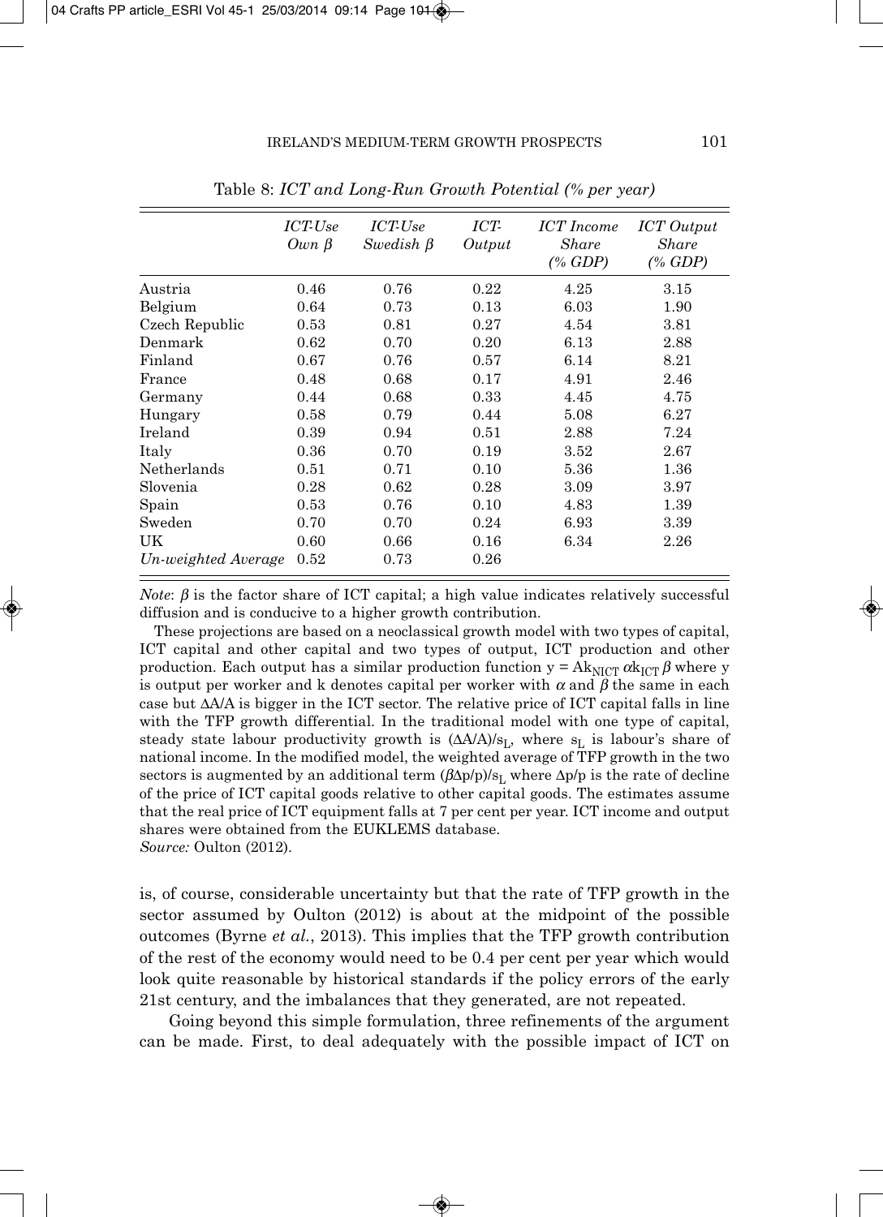Table 8: *ICT and Long-Run Growth Potential (% per year)*

| | *ICT-Use Own $\beta$* | *ICT-Use Swedish $\beta$* | *ICT-Output* | *ICT Income Share (% GDP)* | *ICT Output Share (% GDP)* |
|---|---|---|---|---|---|
| Austria | 0.46 | 0.76 | 0.22 | 4.25 | 3.15 |
| Belgium | 0.64 | 0.73 | 0.13 | 6.03 | 1.90 |
| Czech Republic | 0.53 | 0.81 | 0.27 | 4.54 | 3.81 |
| Denmark | 0.62 | 0.70 | 0.20 | 6.13 | 2.88 |
| Finland | 0.67 | 0.76 | 0.57 | 6.14 | 8.21 |
| France | 0.48 | 0.68 | 0.17 | 4.91 | 2.46 |
| Germany | 0.44 | 0.68 | 0.33 | 4.45 | 4.75 |
| Hungary | 0.58 | 0.79 | 0.44 | 5.08 | 6.27 |
| Ireland | 0.39 | 0.94 | 0.51 | 2.88 | 7.24 |
| Italy | 0.36 | 0.70 | 0.19 | 3.52 | 2.67 |
| Netherlands | 0.51 | 0.71 | 0.10 | 5.36 | 1.36 |
| Slovenia | 0.28 | 0.62 | 0.28 | 3.09 | 3.97 |
| Spain | 0.53 | 0.76 | 0.10 | 4.83 | 1.39 |
| Sweden | 0.70 | 0.70 | 0.24 | 6.93 | 3.39 |
| UK | 0.60 | 0.66 | 0.16 | 6.34 | 2.26 |
| *Un-weighted Average* | 0.52 | 0.73 | 0.26 | | |

*Note*: $\beta$ is the factor share of ICT capital; a high value indicates relatively successful diffusion and is conducive to a higher growth contribution.

These projections are based on a neoclassical growth model with two types of capital, ICT capital and other capital and two types of output, ICT production and other production. Each output has a similar production function $y = Ak_{NICT}{}^{\alpha}k_{ICT}{}^{\beta}$ where y is output per worker and k denotes capital per worker with $\alpha$ and $\beta$ the same in each case but $\Delta A/A$ is bigger in the ICT sector. The relative price of ICT capital falls in line with the TFP growth differential. In the traditional model with one type of capital, steady state labour productivity growth is $(\Delta A/A)/s_L$, where $s_L$ is labour's share of national income. In the modified model, the weighted average of TFP growth in the two sectors is augmented by an additional term $(\beta\Delta p/p)/s_L$ where $\Delta p/p$ is the rate of decline of the price of ICT capital goods relative to other capital goods. The estimates assume that the real price of ICT equipment falls at 7 per cent per year. ICT income and output shares were obtained from the EUKLEMS database.

*Source:* Oulton (2012).

is, of course, considerable uncertainty but that the rate of TFP growth in the sector assumed by Oulton (2012) is about at the midpoint of the possible outcomes (Byrne *et al.*, 2013). This implies that the TFP growth contribution of the rest of the economy would need to be 0.4 per cent per year which would look quite reasonable by historical standards if the policy errors of the early 21st century, and the imbalances that they generated, are not repeated.

Going beyond this simple formulation, three refinements of the argument can be made. First, to deal adequately with the possible impact of ICT on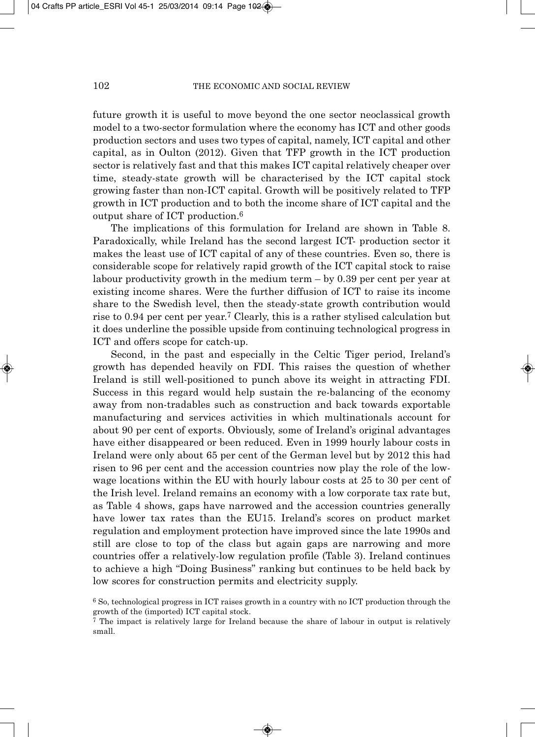future growth it is useful to move beyond the one sector neoclassical growth model to a two-sector formulation where the economy has ICT and other goods production sectors and uses two types of capital, namely, ICT capital and other capital, as in Oulton (2012). Given that TFP growth in the ICT production sector is relatively fast and that this makes ICT capital relatively cheaper over time, steady-state growth will be characterised by the ICT capital stock growing faster than non-ICT capital. Growth will be positively related to TFP growth in ICT production and to both the income share of ICT capital and the output share of ICT production.[6]

The implications of this formulation for Ireland are shown in Table 8. Paradoxically, while Ireland has the second largest ICT- production sector it makes the least use of ICT capital of any of these countries. Even so, there is considerable scope for relatively rapid growth of the ICT capital stock to raise labour productivity growth in the medium term – by 0.39 per cent per year at existing income shares. Were the further diffusion of ICT to raise its income share to the Swedish level, then the steady-state growth contribution would rise to 0.94 per cent per year.[7] Clearly, this is a rather stylised calculation but it does underline the possible upside from continuing technological progress in ICT and offers scope for catch-up.

Second, in the past and especially in the Celtic Tiger period, Ireland's growth has depended heavily on FDI. This raises the question of whether Ireland is still well-positioned to punch above its weight in attracting FDI. Success in this regard would help sustain the re-balancing of the economy away from non-tradables such as construction and back towards exportable manufacturing and services activities in which multinationals account for about 90 per cent of exports. Obviously, some of Ireland's original advantages have either disappeared or been reduced. Even in 1999 hourly labour costs in Ireland were only about 65 per cent of the German level but by 2012 this had risen to 96 per cent and the accession countries now play the role of the low-wage locations within the EU with hourly labour costs at 25 to 30 per cent of the Irish level. Ireland remains an economy with a low corporate tax rate but, as Table 4 shows, gaps have narrowed and the accession countries generally have lower tax rates than the EU15. Ireland's scores on product market regulation and employment protection have improved since the late 1990s and still are close to top of the class but again gaps are narrowing and more countries offer a relatively-low regulation profile (Table 3). Ireland continues to achieve a high "Doing Business" ranking but continues to be held back by low scores for construction permits and electricity supply.

[6] So, technological progress in ICT raises growth in a country with no ICT production through the growth of the (imported) ICT capital stock.

[7] The impact is relatively large for Ireland because the share of labour in output is relatively small.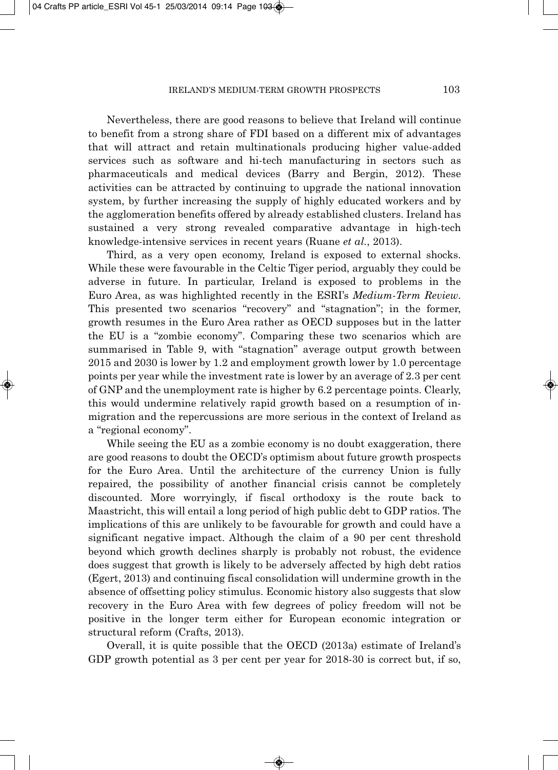Nevertheless, there are good reasons to believe that Ireland will continue to benefit from a strong share of FDI based on a different mix of advantages that will attract and retain multinationals producing higher value-added services such as software and hi-tech manufacturing in sectors such as pharmaceuticals and medical devices (Barry and Bergin, 2012). These activities can be attracted by continuing to upgrade the national innovation system, by further increasing the supply of highly educated workers and by the agglomeration benefits offered by already established clusters. Ireland has sustained a very strong revealed comparative advantage in high-tech knowledge-intensive services in recent years (Ruane *et al.*, 2013).

Third, as a very open economy, Ireland is exposed to external shocks. While these were favourable in the Celtic Tiger period, arguably they could be adverse in future. In particular, Ireland is exposed to problems in the Euro Area, as was highlighted recently in the ESRI's *Medium-Term Review*. This presented two scenarios "recovery" and "stagnation"; in the former, growth resumes in the Euro Area rather as OECD supposes but in the latter the EU is a "zombie economy". Comparing these two scenarios which are summarised in Table 9, with "stagnation" average output growth between 2015 and 2030 is lower by 1.2 and employment growth lower by 1.0 percentage points per year while the investment rate is lower by an average of 2.3 per cent of GNP and the unemployment rate is higher by 6.2 percentage points. Clearly, this would undermine relatively rapid growth based on a resumption of in-migration and the repercussions are more serious in the context of Ireland as a "regional economy".

While seeing the EU as a zombie economy is no doubt exaggeration, there are good reasons to doubt the OECD's optimism about future growth prospects for the Euro Area. Until the architecture of the currency Union is fully repaired, the possibility of another financial crisis cannot be completely discounted. More worryingly, if fiscal orthodoxy is the route back to Maastricht, this will entail a long period of high public debt to GDP ratios. The implications of this are unlikely to be favourable for growth and could have a significant negative impact. Although the claim of a 90 per cent threshold beyond which growth declines sharply is probably not robust, the evidence does suggest that growth is likely to be adversely affected by high debt ratios (Egert, 2013) and continuing fiscal consolidation will undermine growth in the absence of offsetting policy stimulus. Economic history also suggests that slow recovery in the Euro Area with few degrees of policy freedom will not be positive in the longer term either for European economic integration or structural reform (Crafts, 2013).

Overall, it is quite possible that the OECD (2013a) estimate of Ireland's GDP growth potential as 3 per cent per year for 2018-30 is correct but, if so,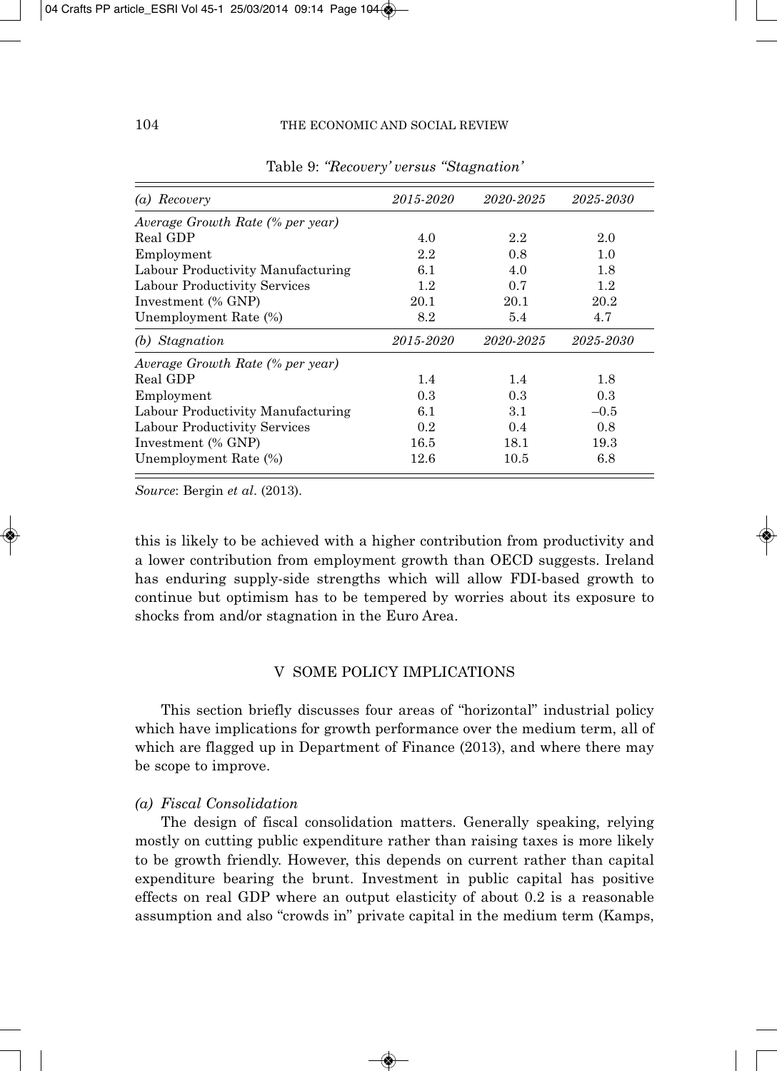Table 9: *"Recovery' versus "Stagnation'*

| *(a) Recovery* | *2015-2020* | *2020-2025* | *2025-2030* |
|---|---|---|---|
| *Average Growth Rate (% per year)* | | | |
| Real GDP | 4.0 | 2.2 | 2.0 |
| Employment | 2.2 | 0.8 | 1.0 |
| Labour Productivity Manufacturing | 6.1 | 4.0 | 1.8 |
| Labour Productivity Services | 1.2 | 0.7 | 1.2 |
| Investment (% GNP) | 20.1 | 20.1 | 20.2 |
| Unemployment Rate (%) | 8.2 | 5.4 | 4.7 |
| *(b) Stagnation* | *2015-2020* | *2020-2025* | *2025-2030* |
| *Average Growth Rate (% per year)* | | | |
| Real GDP | 1.4 | 1.4 | 1.8 |
| Employment | 0.3 | 0.3 | 0.3 |
| Labour Productivity Manufacturing | 6.1 | 3.1 | –0.5 |
| Labour Productivity Services | 0.2 | 0.4 | 0.8 |
| Investment (% GNP) | 16.5 | 18.1 | 19.3 |
| Unemployment Rate (%) | 12.6 | 10.5 | 6.8 |

*Source*: Bergin *et al*. (2013).

this is likely to be achieved with a higher contribution from productivity and a lower contribution from employment growth than OECD suggests. Ireland has enduring supply-side strengths which will allow FDI-based growth to continue but optimism has to be tempered by worries about its exposure to shocks from and/or stagnation in the Euro Area.

## V SOME POLICY IMPLICATIONS

This section briefly discusses four areas of "horizontal" industrial policy which have implications for growth performance over the medium term, all of which are flagged up in Department of Finance (2013), and where there may be scope to improve.

### *(a) Fiscal Consolidation*

The design of fiscal consolidation matters. Generally speaking, relying mostly on cutting public expenditure rather than raising taxes is more likely to be growth friendly. However, this depends on current rather than capital expenditure bearing the brunt. Investment in public capital has positive effects on real GDP where an output elasticity of about 0.2 is a reasonable assumption and also "crowds in" private capital in the medium term (Kamps,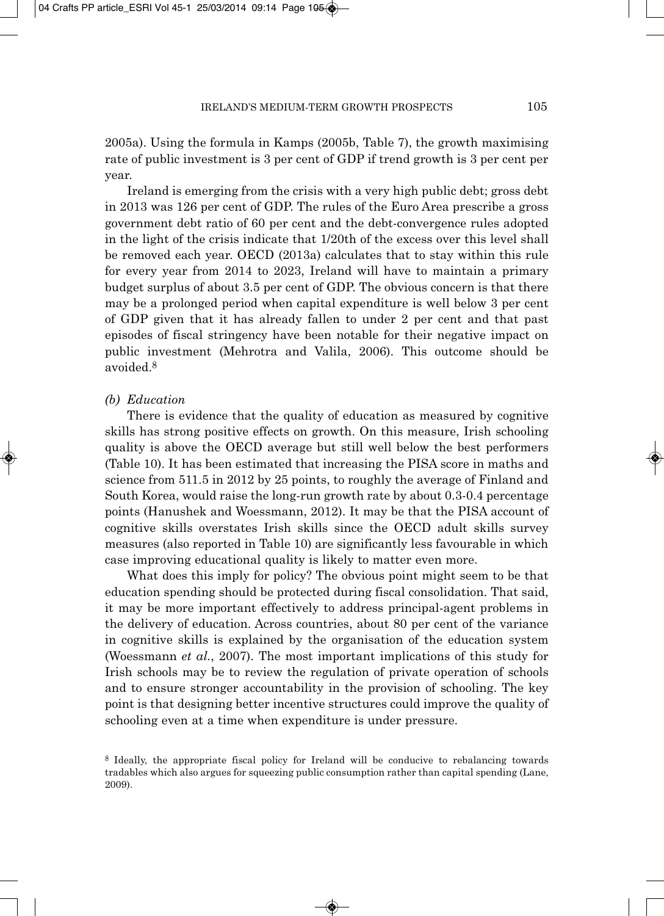2005a). Using the formula in Kamps (2005b, Table 7), the growth maximising rate of public investment is 3 per cent of GDP if trend growth is 3 per cent per year.

Ireland is emerging from the crisis with a very high public debt; gross debt in 2013 was 126 per cent of GDP. The rules of the Euro Area prescribe a gross government debt ratio of 60 per cent and the debt-convergence rules adopted in the light of the crisis indicate that 1/20th of the excess over this level shall be removed each year. OECD (2013a) calculates that to stay within this rule for every year from 2014 to 2023, Ireland will have to maintain a primary budget surplus of about 3.5 per cent of GDP. The obvious concern is that there may be a prolonged period when capital expenditure is well below 3 per cent of GDP given that it has already fallen to under 2 per cent and that past episodes of fiscal stringency have been notable for their negative impact on public investment (Mehrotra and Valila, 2006). This outcome should be avoided.[8]

*(b) Education*

There is evidence that the quality of education as measured by cognitive skills has strong positive effects on growth. On this measure, Irish schooling quality is above the OECD average but still well below the best performers (Table 10). It has been estimated that increasing the PISA score in maths and science from 511.5 in 2012 by 25 points, to roughly the average of Finland and South Korea, would raise the long-run growth rate by about 0.3-0.4 percentage points (Hanushek and Woessmann, 2012). It may be that the PISA account of cognitive skills overstates Irish skills since the OECD adult skills survey measures (also reported in Table 10) are significantly less favourable in which case improving educational quality is likely to matter even more.

What does this imply for policy? The obvious point might seem to be that education spending should be protected during fiscal consolidation. That said, it may be more important effectively to address principal-agent problems in the delivery of education. Across countries, about 80 per cent of the variance in cognitive skills is explained by the organisation of the education system (Woessmann *et al.*, 2007). The most important implications of this study for Irish schools may be to review the regulation of private operation of schools and to ensure stronger accountability in the provision of schooling. The key point is that designing better incentive structures could improve the quality of schooling even at a time when expenditure is under pressure.

[8] Ideally, the appropriate fiscal policy for Ireland will be conducive to rebalancing towards tradables which also argues for squeezing public consumption rather than capital spending (Lane, 2009).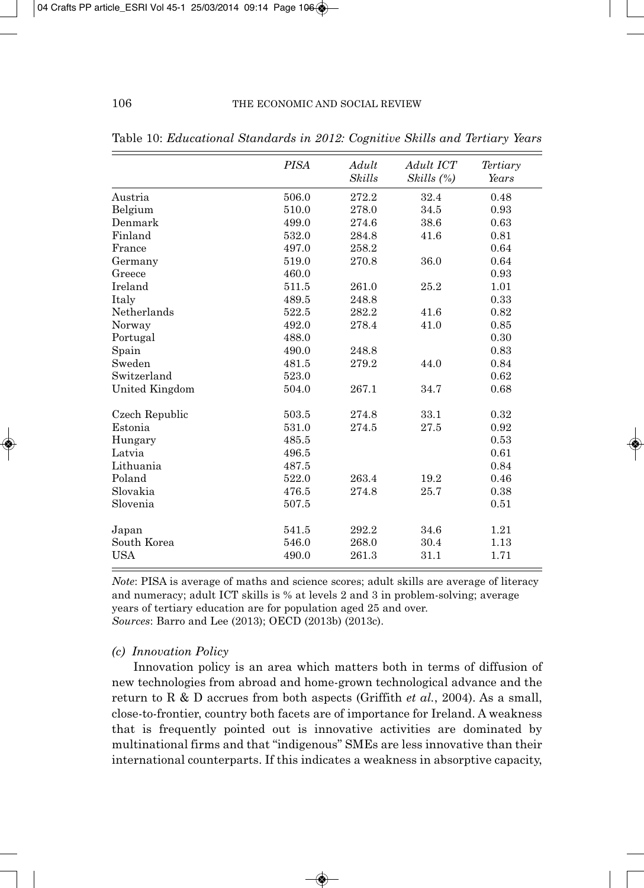Table 10: *Educational Standards in 2012: Cognitive Skills and Tertiary Years*

| | *PISA* | *Adult Skills* | *Adult ICT Skills (%)* | *Tertiary Years* |
|---|---|---|---|---|
| Austria | 506.0 | 272.2 | 32.4 | 0.48 |
| Belgium | 510.0 | 278.0 | 34.5 | 0.93 |
| Denmark | 499.0 | 274.6 | 38.6 | 0.63 |
| Finland | 532.0 | 284.8 | 41.6 | 0.81 |
| France | 497.0 | 258.2 | | 0.64 |
| Germany | 519.0 | 270.8 | 36.0 | 0.64 |
| Greece | 460.0 | | | 0.93 |
| Ireland | 511.5 | 261.0 | 25.2 | 1.01 |
| Italy | 489.5 | 248.8 | | 0.33 |
| Netherlands | 522.5 | 282.2 | 41.6 | 0.82 |
| Norway | 492.0 | 278.4 | 41.0 | 0.85 |
| Portugal | 488.0 | | | 0.30 |
| Spain | 490.0 | 248.8 | | 0.83 |
| Sweden | 481.5 | 279.2 | 44.0 | 0.84 |
| Switzerland | 523.0 | | | 0.62 |
| United Kingdom | 504.0 | 267.1 | 34.7 | 0.68 |
| Czech Republic | 503.5 | 274.8 | 33.1 | 0.32 |
| Estonia | 531.0 | 274.5 | 27.5 | 0.92 |
| Hungary | 485.5 | | | 0.53 |
| Latvia | 496.5 | | | 0.61 |
| Lithuania | 487.5 | | | 0.84 |
| Poland | 522.0 | 263.4 | 19.2 | 0.46 |
| Slovakia | 476.5 | 274.8 | 25.7 | 0.38 |
| Slovenia | 507.5 | | | 0.51 |
| Japan | 541.5 | 292.2 | 34.6 | 1.21 |
| South Korea | 546.0 | 268.0 | 30.4 | 1.13 |
| USA | 490.0 | 261.3 | 31.1 | 1.71 |

*Note*: PISA is average of maths and science scores; adult skills are average of literacy and numeracy; adult ICT skills is % at levels 2 and 3 in problem-solving; average years of tertiary education are for population aged 25 and over.
*Sources*: Barro and Lee (2013); OECD (2013b) (2013c).

### *(c) Innovation Policy*

Innovation policy is an area which matters both in terms of diffusion of new technologies from abroad and home-grown technological advance and the return to R & D accrues from both aspects (Griffith *et al.*, 2004). As a small, close-to-frontier, country both facets are of importance for Ireland. A weakness that is frequently pointed out is innovative activities are dominated by multinational firms and that "indigenous" SMEs are less innovative than their international counterparts. If this indicates a weakness in absorptive capacity,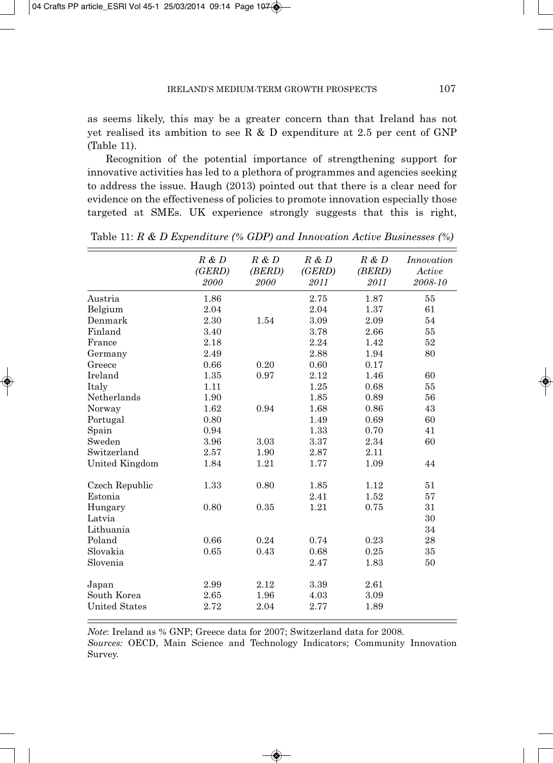as seems likely, this may be a greater concern than that Ireland has not yet realised its ambition to see R & D expenditure at 2.5 per cent of GNP (Table 11).

Recognition of the potential importance of strengthening support for innovative activities has led to a plethora of programmes and agencies seeking to address the issue. Haugh (2013) pointed out that there is a clear need for evidence on the effectiveness of policies to promote innovation especially those targeted at SMEs. UK experience strongly suggests that this is right,

Table 11: *R & D Expenditure (% GDP) and Innovation Active Businesses (%)*

| | *R & D (GERD) 2000* | *R & D (BERD) 2000* | *R & D (GERD) 2011* | *R & D (BERD) 2011* | *Innovation Active 2008-10* |
|---|---|---|---|---|---|
| Austria | 1.86 | | 2.75 | 1.87 | 55 |
| Belgium | 2.04 | | 2.04 | 1.37 | 61 |
| Denmark | 2.30 | 1.54 | 3.09 | 2.09 | 54 |
| Finland | 3.40 | | 3.78 | 2.66 | 55 |
| France | 2.18 | | 2.24 | 1.42 | 52 |
| Germany | 2.49 | | 2.88 | 1.94 | 80 |
| Greece | 0.66 | 0.20 | 0.60 | 0.17 | |
| Ireland | 1.35 | 0.97 | 2.12 | 1.46 | 60 |
| Italy | 1.11 | | 1.25 | 0.68 | 55 |
| Netherlands | 1.90 | | 1.85 | 0.89 | 56 |
| Norway | 1.62 | 0.94 | 1.68 | 0.86 | 43 |
| Portugal | 0.80 | | 1.49 | 0.69 | 60 |
| Spain | 0.94 | | 1.33 | 0.70 | 41 |
| Sweden | 3.96 | 3.03 | 3.37 | 2.34 | 60 |
| Switzerland | 2.57 | 1.90 | 2.87 | 2.11 | |
| United Kingdom | 1.84 | 1.21 | 1.77 | 1.09 | 44 |
| Czech Republic | 1.33 | 0.80 | 1.85 | 1.12 | 51 |
| Estonia | | | 2.41 | 1.52 | 57 |
| Hungary | 0.80 | 0.35 | 1.21 | 0.75 | 31 |
| Latvia | | | | | 30 |
| Lithuania | | | | | 34 |
| Poland | 0.66 | 0.24 | 0.74 | 0.23 | 28 |
| Slovakia | 0.65 | 0.43 | 0.68 | 0.25 | 35 |
| Slovenia | | | 2.47 | 1.83 | 50 |
| Japan | 2.99 | 2.12 | 3.39 | 2.61 | |
| South Korea | 2.65 | 1.96 | 4.03 | 3.09 | |
| United States | 2.72 | 2.04 | 2.77 | 1.89 | |

*Note*: Ireland as % GNP; Greece data for 2007; Switzerland data for 2008.
*Sources:* OECD, Main Science and Technology Indicators; Community Innovation Survey.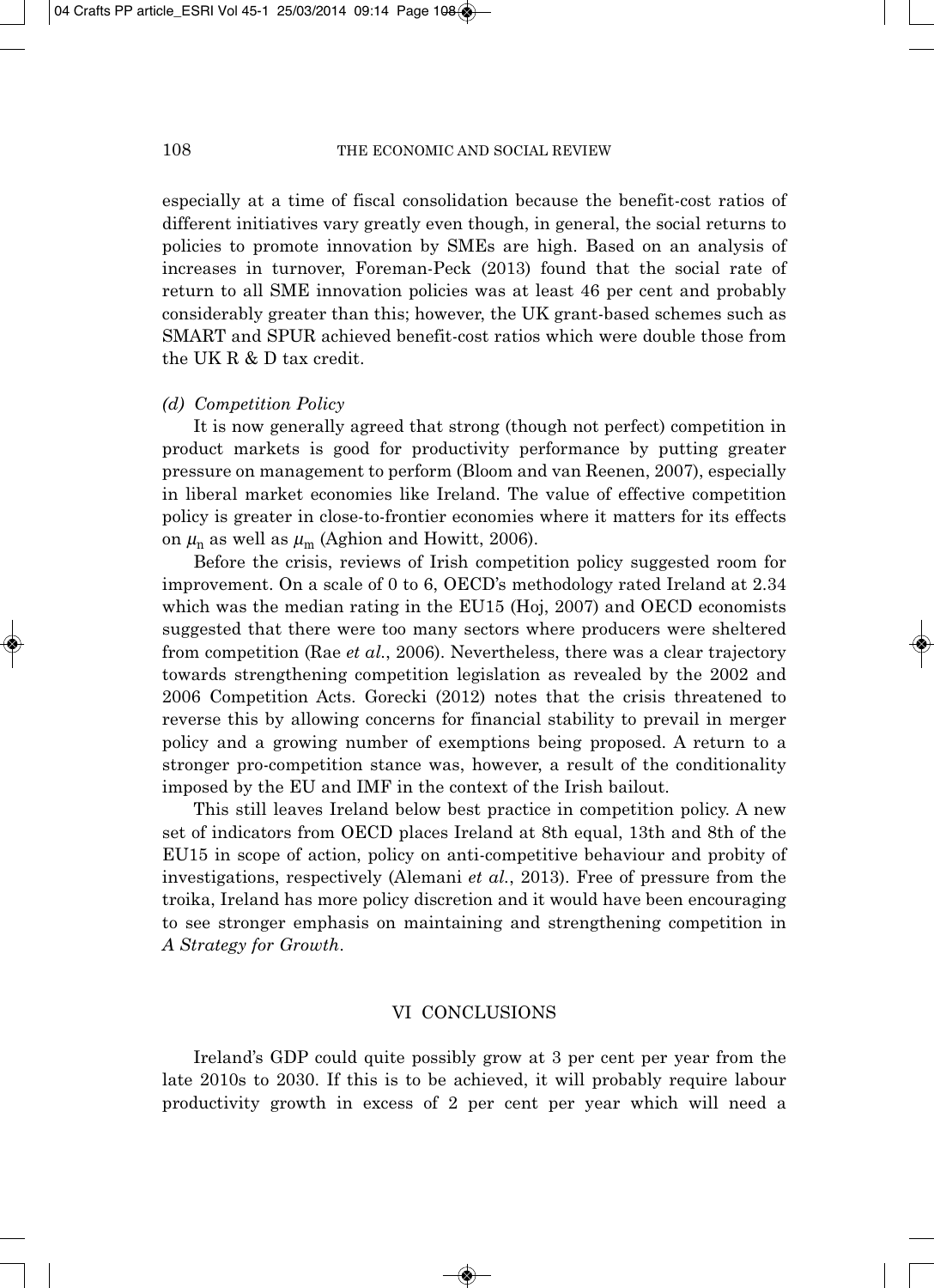especially at a time of fiscal consolidation because the benefit-cost ratios of different initiatives vary greatly even though, in general, the social returns to policies to promote innovation by SMEs are high. Based on an analysis of increases in turnover, Foreman-Peck (2013) found that the social rate of return to all SME innovation policies was at least 46 per cent and probably considerably greater than this; however, the UK grant-based schemes such as SMART and SPUR achieved benefit-cost ratios which were double those from the UK R & D tax credit.

### *(d) Competition Policy*

It is now generally agreed that strong (though not perfect) competition in product markets is good for productivity performance by putting greater pressure on management to perform (Bloom and van Reenen, 2007), especially in liberal market economies like Ireland. The value of effective competition policy is greater in close-to-frontier economies where it matters for its effects on $\mu_n$ as well as $\mu_m$ (Aghion and Howitt, 2006).

Before the crisis, reviews of Irish competition policy suggested room for improvement. On a scale of 0 to 6, OECD's methodology rated Ireland at 2.34 which was the median rating in the EU15 (Hoj, 2007) and OECD economists suggested that there were too many sectors where producers were sheltered from competition (Rae *et al.*, 2006). Nevertheless, there was a clear trajectory towards strengthening competition legislation as revealed by the 2002 and 2006 Competition Acts. Gorecki (2012) notes that the crisis threatened to reverse this by allowing concerns for financial stability to prevail in merger policy and a growing number of exemptions being proposed. A return to a stronger pro-competition stance was, however, a result of the conditionality imposed by the EU and IMF in the context of the Irish bailout.

This still leaves Ireland below best practice in competition policy. A new set of indicators from OECD places Ireland at 8th equal, 13th and 8th of the EU15 in scope of action, policy on anti-competitive behaviour and probity of investigations, respectively (Alemani *et al.*, 2013). Free of pressure from the troika, Ireland has more policy discretion and it would have been encouraging to see stronger emphasis on maintaining and strengthening competition in *A Strategy for Growth*.

## VI CONCLUSIONS

Ireland's GDP could quite possibly grow at 3 per cent per year from the late 2010s to 2030. If this is to be achieved, it will probably require labour productivity growth in excess of 2 per cent per year which will need a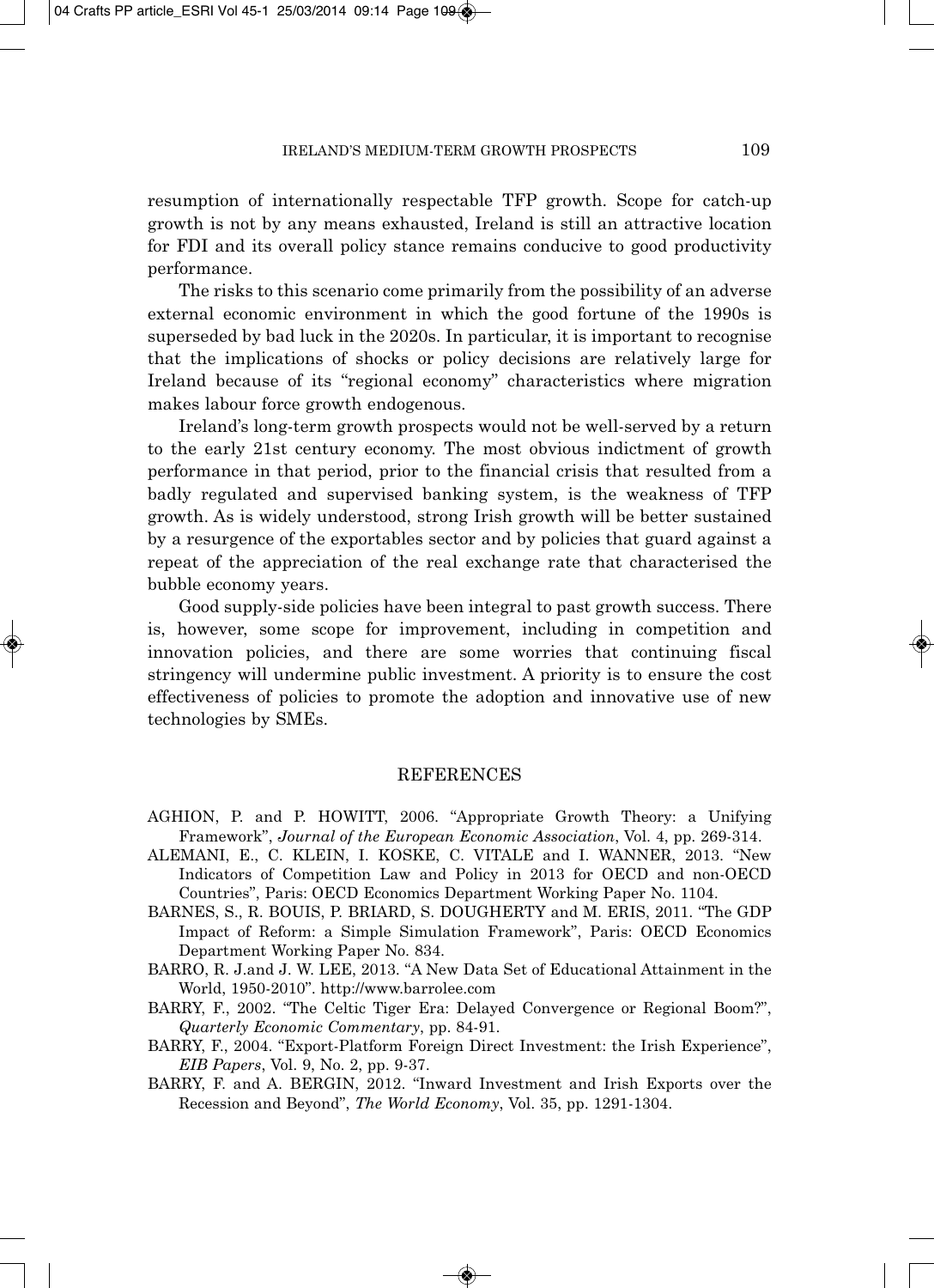resumption of internationally respectable TFP growth. Scope for catch-up growth is not by any means exhausted, Ireland is still an attractive location for FDI and its overall policy stance remains conducive to good productivity performance.

The risks to this scenario come primarily from the possibility of an adverse external economic environment in which the good fortune of the 1990s is superseded by bad luck in the 2020s. In particular, it is important to recognise that the implications of shocks or policy decisions are relatively large for Ireland because of its "regional economy" characteristics where migration makes labour force growth endogenous.

Ireland's long-term growth prospects would not be well-served by a return to the early 21st century economy. The most obvious indictment of growth performance in that period, prior to the financial crisis that resulted from a badly regulated and supervised banking system, is the weakness of TFP growth. As is widely understood, strong Irish growth will be better sustained by a resurgence of the exportables sector and by policies that guard against a repeat of the appreciation of the real exchange rate that characterised the bubble economy years.

Good supply-side policies have been integral to past growth success. There is, however, some scope for improvement, including in competition and innovation policies, and there are some worries that continuing fiscal stringency will undermine public investment. A priority is to ensure the cost effectiveness of policies to promote the adoption and innovative use of new technologies by SMEs.

## REFERENCES

AGHION, P. and P. HOWITT, 2006. "Appropriate Growth Theory: a Unifying Framework", *Journal of the European Economic Association*, Vol. 4, pp. 269-314.

ALEMANI, E., C. KLEIN, I. KOSKE, C. VITALE and I. WANNER, 2013. "New Indicators of Competition Law and Policy in 2013 for OECD and non-OECD Countries", Paris: OECD Economics Department Working Paper No. 1104.

BARNES, S., R. BOUIS, P. BRIARD, S. DOUGHERTY and M. ERIS, 2011. "The GDP Impact of Reform: a Simple Simulation Framework", Paris: OECD Economics Department Working Paper No. 834.

BARRO, R. J.and J. W. LEE, 2013. "A New Data Set of Educational Attainment in the World, 1950-2010". http://www.barrolee.com

BARRY, F., 2002. "The Celtic Tiger Era: Delayed Convergence or Regional Boom?", *Quarterly Economic Commentary*, pp. 84-91.

BARRY, F., 2004. "Export-Platform Foreign Direct Investment: the Irish Experience", *EIB Papers*, Vol. 9, No. 2, pp. 9-37.

BARRY, F. and A. BERGIN, 2012. "Inward Investment and Irish Exports over the Recession and Beyond", *The World Economy*, Vol. 35, pp. 1291-1304.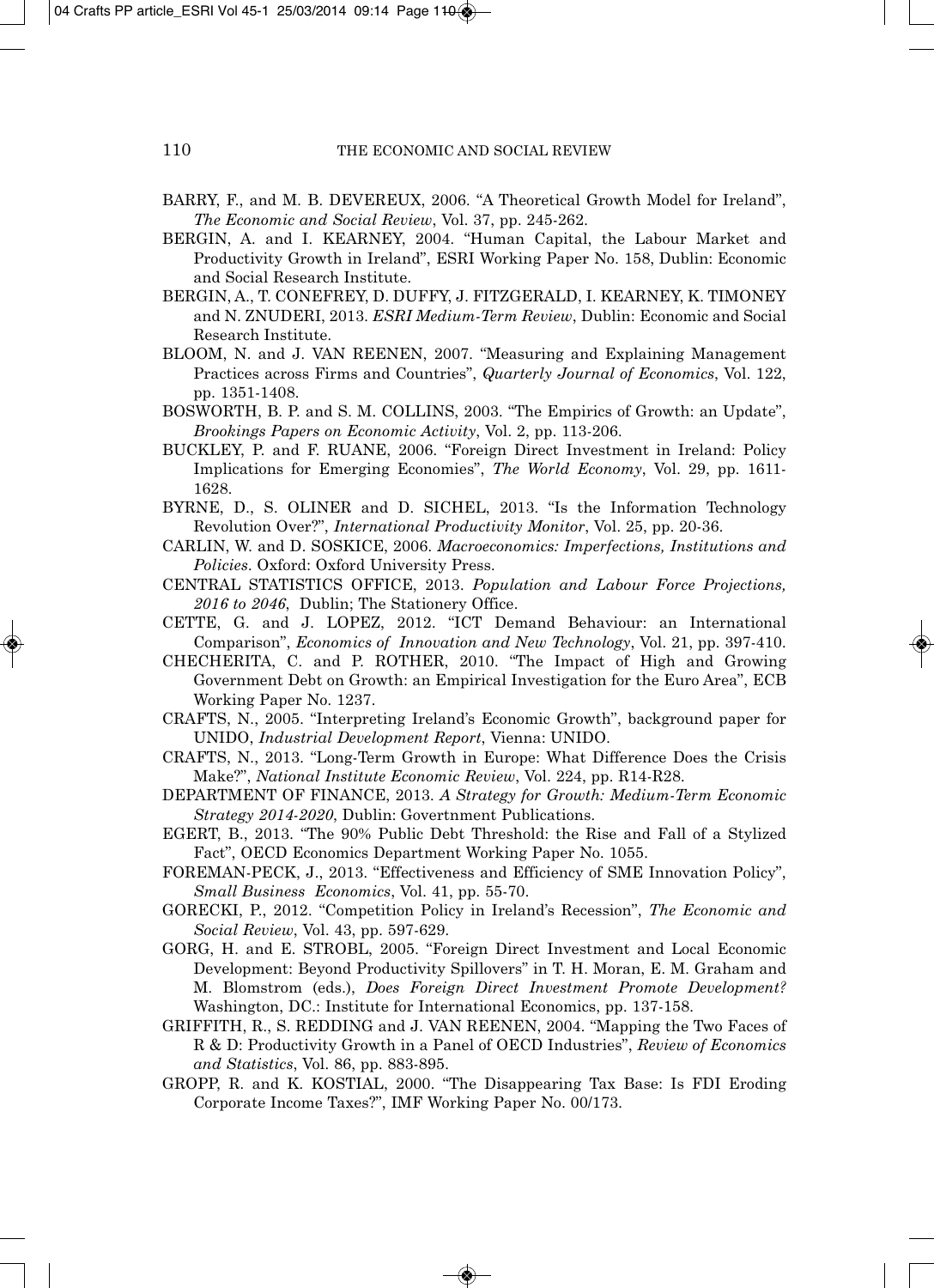BARRY, F., and M. B. DEVEREUX, 2006. "A Theoretical Growth Model for Ireland", *The Economic and Social Review*, Vol. 37, pp. 245-262.

BERGIN, A. and I. KEARNEY, 2004. "Human Capital, the Labour Market and Productivity Growth in Ireland", ESRI Working Paper No. 158, Dublin: Economic and Social Research Institute.

BERGIN, A., T. CONEFREY, D. DUFFY, J. FITZGERALD, I. KEARNEY, K. TIMONEY and N. ZNUDERI, 2013. *ESRI Medium-Term Review*, Dublin: Economic and Social Research Institute.

BLOOM, N. and J. VAN REENEN, 2007. "Measuring and Explaining Management Practices across Firms and Countries", *Quarterly Journal of Economics*, Vol. 122, pp. 1351-1408.

BOSWORTH, B. P. and S. M. COLLINS, 2003. "The Empirics of Growth: an Update", *Brookings Papers on Economic Activity*, Vol. 2, pp. 113-206.

BUCKLEY, P. and F. RUANE, 2006. "Foreign Direct Investment in Ireland: Policy Implications for Emerging Economies", *The World Economy*, Vol. 29, pp. 1611-1628.

BYRNE, D., S. OLINER and D. SICHEL, 2013. "Is the Information Technology Revolution Over?", *International Productivity Monitor*, Vol. 25, pp. 20-36.

CARLIN, W. and D. SOSKICE, 2006. *Macroeconomics: Imperfections, Institutions and Policies*. Oxford: Oxford University Press.

CENTRAL STATISTICS OFFICE, 2013. *Population and Labour Force Projections, 2016 to 2046*, Dublin; The Stationery Office.

CETTE, G. and J. LOPEZ, 2012. "ICT Demand Behaviour: an International Comparison", *Economics of Innovation and New Technology*, Vol. 21, pp. 397-410.

CHECHERITA, C. and P. ROTHER, 2010. "The Impact of High and Growing Government Debt on Growth: an Empirical Investigation for the Euro Area", ECB Working Paper No. 1237.

CRAFTS, N., 2005. "Interpreting Ireland's Economic Growth", background paper for UNIDO, *Industrial Development Report*, Vienna: UNIDO.

CRAFTS, N., 2013. "Long-Term Growth in Europe: What Difference Does the Crisis Make?", *National Institute Economic Review*, Vol. 224, pp. R14-R28.

DEPARTMENT OF FINANCE, 2013. *A Strategy for Growth: Medium-Term Economic Strategy 2014-2020*, Dublin: Govertnment Publications.

EGERT, B., 2013. "The 90% Public Debt Threshold: the Rise and Fall of a Stylized Fact", OECD Economics Department Working Paper No. 1055.

FOREMAN-PECK, J., 2013. "Effectiveness and Efficiency of SME Innovation Policy", *Small Business Economics*, Vol. 41, pp. 55-70.

GORECKI, P., 2012. "Competition Policy in Ireland's Recession", *The Economic and Social Review*, Vol. 43, pp. 597-629.

GORG, H. and E. STROBL, 2005. "Foreign Direct Investment and Local Economic Development: Beyond Productivity Spillovers" in T. H. Moran, E. M. Graham and M. Blomstrom (eds.), *Does Foreign Direct Investment Promote Development?* Washington, DC.: Institute for International Economics, pp. 137-158.

GRIFFITH, R., S. REDDING and J. VAN REENEN, 2004. "Mapping the Two Faces of R & D: Productivity Growth in a Panel of OECD Industries", *Review of Economics and Statistics*, Vol. 86, pp. 883-895.

GROPP, R. and K. KOSTIAL, 2000. "The Disappearing Tax Base: Is FDI Eroding Corporate Income Taxes?", IMF Working Paper No. 00/173.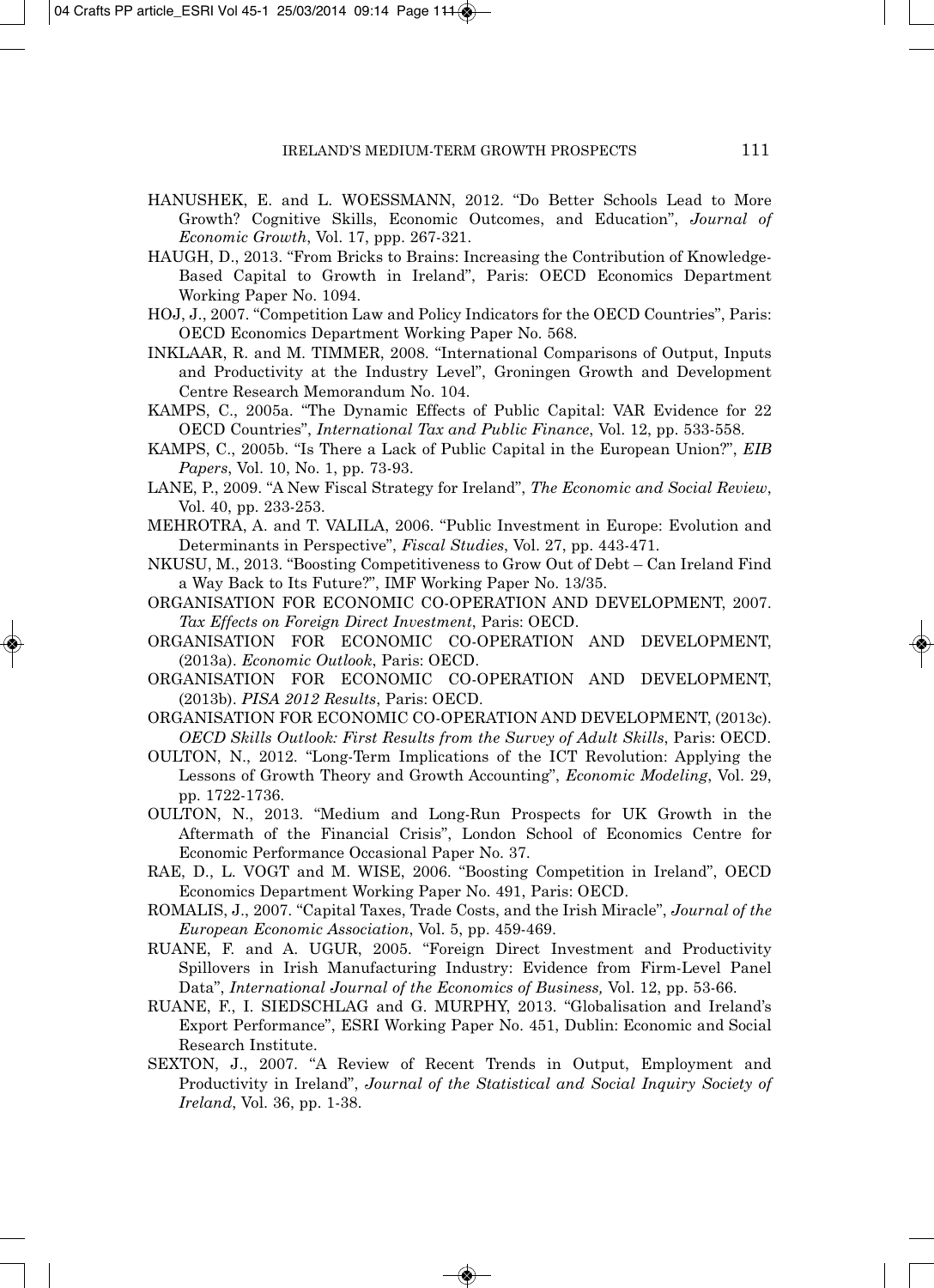HANUSHEK, E. and L. WOESSMANN, 2012. "Do Better Schools Lead to More Growth? Cognitive Skills, Economic Outcomes, and Education", *Journal of Economic Growth*, Vol. 17, ppp. 267-321.

HAUGH, D., 2013. "From Bricks to Brains: Increasing the Contribution of Knowledge-Based Capital to Growth in Ireland", Paris: OECD Economics Department Working Paper No. 1094.

HOJ, J., 2007. "Competition Law and Policy Indicators for the OECD Countries", Paris: OECD Economics Department Working Paper No. 568.

INKLAAR, R. and M. TIMMER, 2008. "International Comparisons of Output, Inputs and Productivity at the Industry Level", Groningen Growth and Development Centre Research Memorandum No. 104.

KAMPS, C., 2005a. "The Dynamic Effects of Public Capital: VAR Evidence for 22 OECD Countries", *International Tax and Public Finance*, Vol. 12, pp. 533-558.

KAMPS, C., 2005b. "Is There a Lack of Public Capital in the European Union?", *EIB Papers*, Vol. 10, No. 1, pp. 73-93.

LANE, P., 2009. "A New Fiscal Strategy for Ireland", *The Economic and Social Review*, Vol. 40, pp. 233-253.

MEHROTRA, A. and T. VALILA, 2006. "Public Investment in Europe: Evolution and Determinants in Perspective", *Fiscal Studies*, Vol. 27, pp. 443-471.

NKUSU, M., 2013. "Boosting Competitiveness to Grow Out of Debt – Can Ireland Find a Way Back to Its Future?", IMF Working Paper No. 13/35.

ORGANISATION FOR ECONOMIC CO-OPERATION AND DEVELOPMENT, 2007. *Tax Effects on Foreign Direct Investment*, Paris: OECD.

ORGANISATION FOR ECONOMIC CO-OPERATION AND DEVELOPMENT, (2013a). *Economic Outlook*, Paris: OECD.

ORGANISATION FOR ECONOMIC CO-OPERATION AND DEVELOPMENT, (2013b). *PISA 2012 Results*, Paris: OECD.

ORGANISATION FOR ECONOMIC CO-OPERATION AND DEVELOPMENT, (2013c). *OECD Skills Outlook: First Results from the Survey of Adult Skills*, Paris: OECD.

OULTON, N., 2012. "Long-Term Implications of the ICT Revolution: Applying the Lessons of Growth Theory and Growth Accounting", *Economic Modeling*, Vol. 29, pp. 1722-1736.

OULTON, N., 2013. "Medium and Long-Run Prospects for UK Growth in the Aftermath of the Financial Crisis", London School of Economics Centre for Economic Performance Occasional Paper No. 37.

RAE, D., L. VOGT and M. WISE, 2006. "Boosting Competition in Ireland", OECD Economics Department Working Paper No. 491, Paris: OECD.

ROMALIS, J., 2007. "Capital Taxes, Trade Costs, and the Irish Miracle", *Journal of the European Economic Association*, Vol. 5, pp. 459-469.

RUANE, F. and A. UGUR, 2005. "Foreign Direct Investment and Productivity Spillovers in Irish Manufacturing Industry: Evidence from Firm-Level Panel Data", *International Journal of the Economics of Business,* Vol. 12, pp. 53-66.

RUANE, F., I. SIEDSCHLAG and G. MURPHY, 2013. "Globalisation and Ireland's Export Performance", ESRI Working Paper No. 451, Dublin: Economic and Social Research Institute.

SEXTON, J., 2007. "A Review of Recent Trends in Output, Employment and Productivity in Ireland", *Journal of the Statistical and Social Inquiry Society of Ireland*, Vol. 36, pp. 1-38.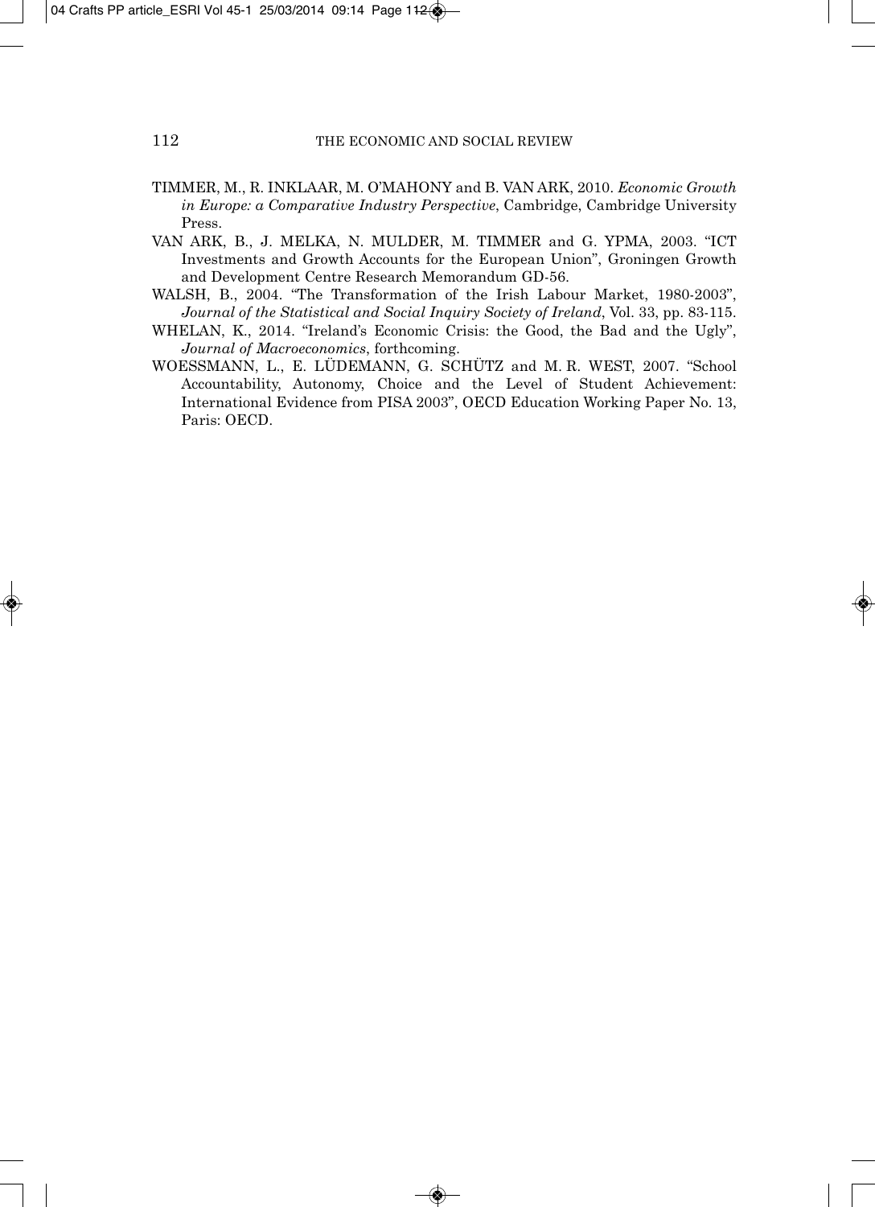TIMMER, M., R. INKLAAR, M. O'MAHONY and B. VAN ARK, 2010. *Economic Growth in Europe: a Comparative Industry Perspective*, Cambridge, Cambridge University Press.

VAN ARK, B., J. MELKA, N. MULDER, M. TIMMER and G. YPMA, 2003. "ICT Investments and Growth Accounts for the European Union", Groningen Growth and Development Centre Research Memorandum GD-56.

WALSH, B., 2004. "The Transformation of the Irish Labour Market, 1980-2003", *Journal of the Statistical and Social Inquiry Society of Ireland*, Vol. 33, pp. 83-115.

WHELAN, K., 2014. "Ireland's Economic Crisis: the Good, the Bad and the Ugly", *Journal of Macroeconomics*, forthcoming.

WOESSMANN, L., E. LÜDEMANN, G. SCHÜTZ and M. R. WEST, 2007. "School Accountability, Autonomy, Choice and the Level of Student Achievement: International Evidence from PISA 2003", OECD Education Working Paper No. 13, Paris: OECD.